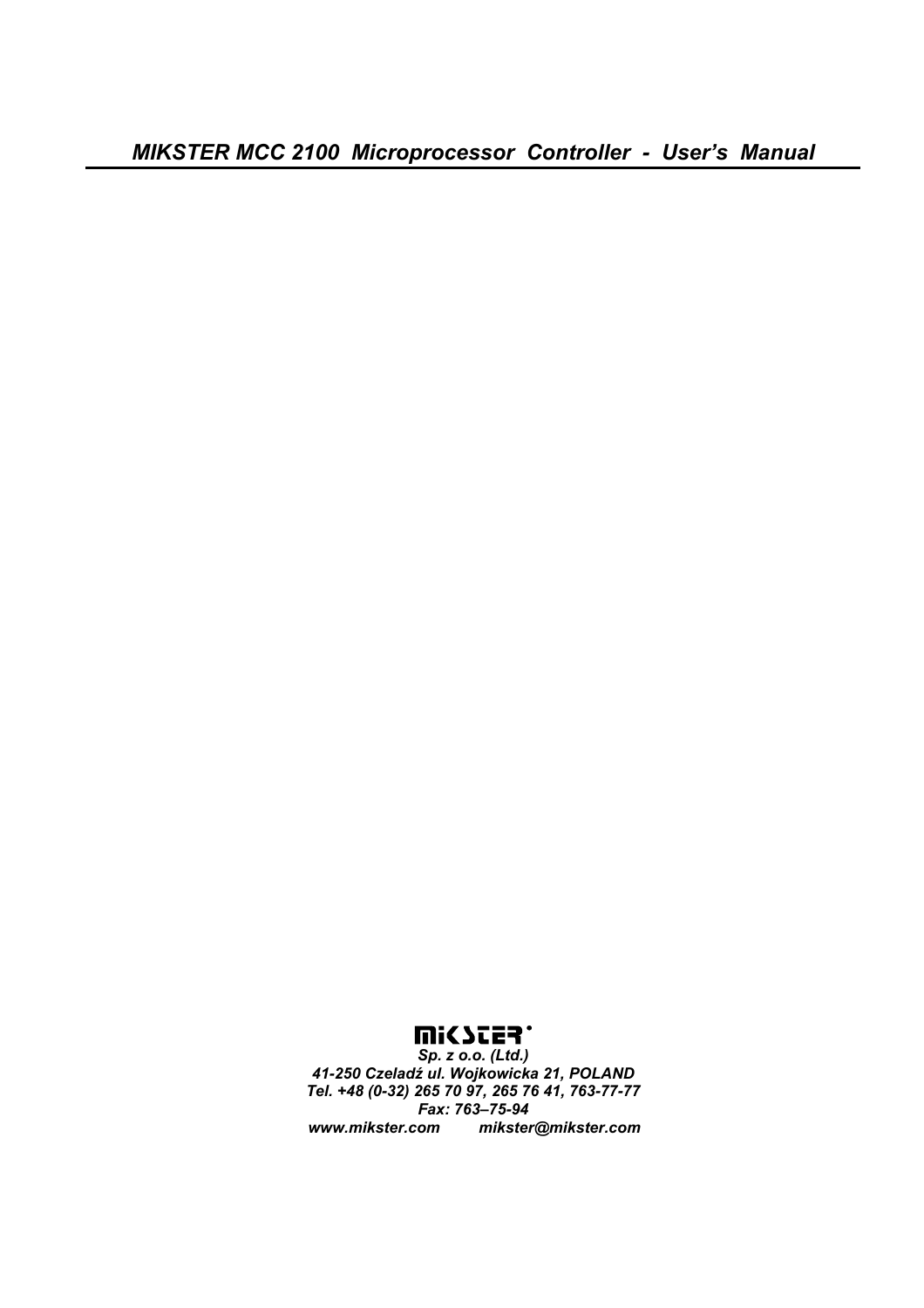# *MIKSTER MCC 2100 Microprocessor Controller - User's Manual*

**MIKSTER**

***Sp. z o.o. (Ltd.)***
***41-250 Czeladź ul. Wojkowicka 21, POLAND***
***Tel. +48 (0-32) 265 70 97, 265 76 41, 763-77-77***
***Fax: 763–75-94***
***www.mikster.com mikster@mikster.com***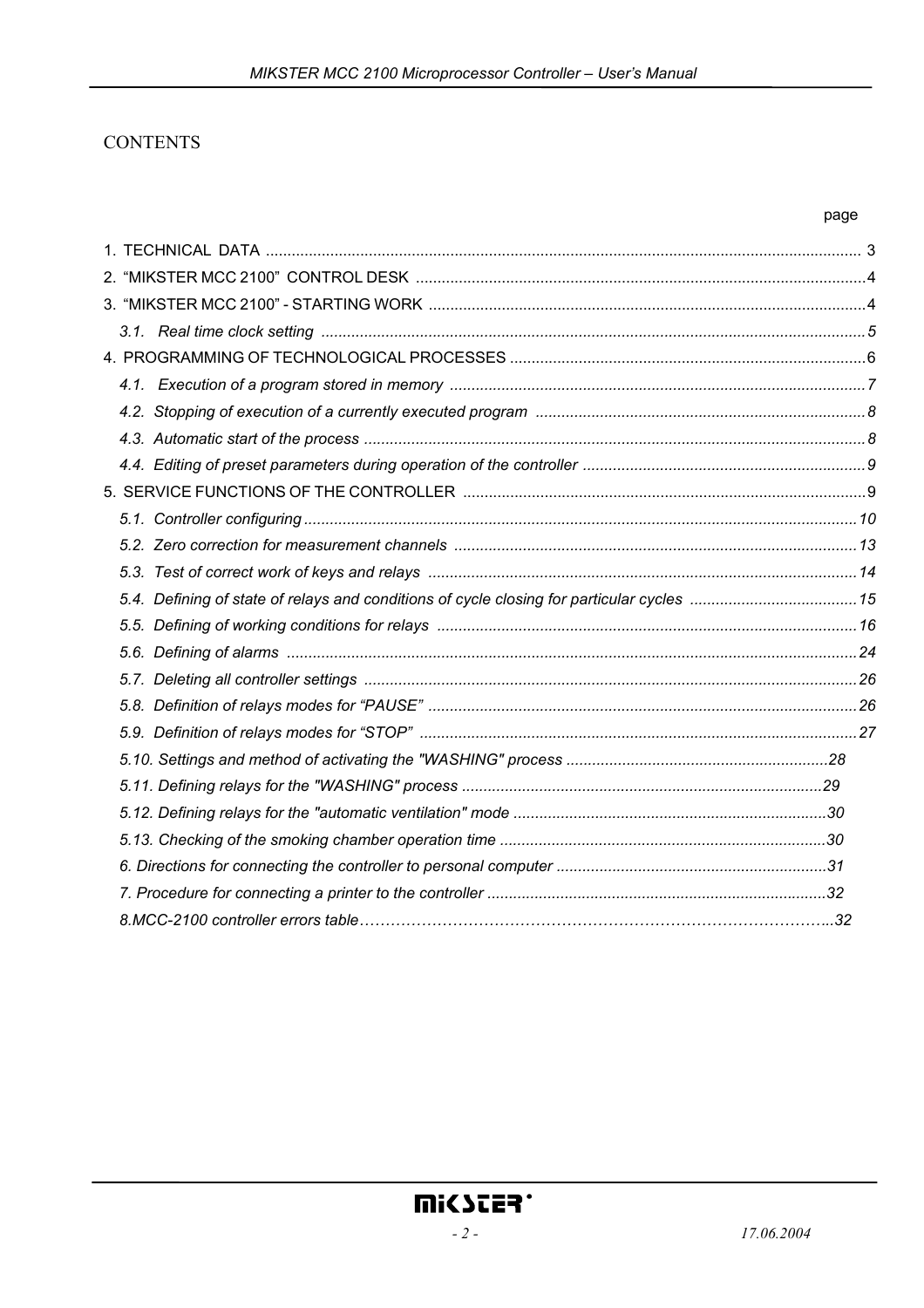# CONTENTS

| | page |
|---|---|
| 1. TECHNICAL DATA | 3 |
| 2. “MIKSTER MCC 2100” CONTROL DESK | 4 |
| 3. “MIKSTER MCC 2100” - STARTING WORK | 4 |
| *3.1. Real time clock setting* | *5* |
| 4. PROGRAMMING OF TECHNOLOGICAL PROCESSES | 6 |
| *4.1. Execution of a program stored in memory* | *7* |
| *4.2. Stopping of execution of a currently executed program* | *8* |
| *4.3. Automatic start of the process* | *8* |
| *4.4. Editing of preset parameters during operation of the controller* | *9* |
| 5. SERVICE FUNCTIONS OF THE CONTROLLER | 9 |
| *5.1. Controller configuring* | *10* |
| *5.2. Zero correction for measurement channels* | *13* |
| *5.3. Test of correct work of keys and relays* | *14* |
| *5.4. Defining of state of relays and conditions of cycle closing for particular cycles* | *15* |
| *5.5. Defining of working conditions for relays* | *16* |
| *5.6. Defining of alarms* | *24* |
| *5.7. Deleting all controller settings* | *26* |
| *5.8. Definition of relays modes for “PAUSE”* | *26* |
| *5.9. Definition of relays modes for “STOP”* | *27* |
| *5.10. Settings and method of activating the "WASHING" process* | *28* |
| *5.11. Defining relays for the "WASHING" process* | *29* |
| *5.12. Defining relays for the "automatic ventilation" mode* | *30* |
| *5.13. Checking of the smoking chamber operation time* | *30* |
| *6. Directions for connecting the controller to personal computer* | *31* |
| *7. Procedure for connecting a printer to the controller* | *32* |
| *8.MCC-2100 controller errors table* | *32* |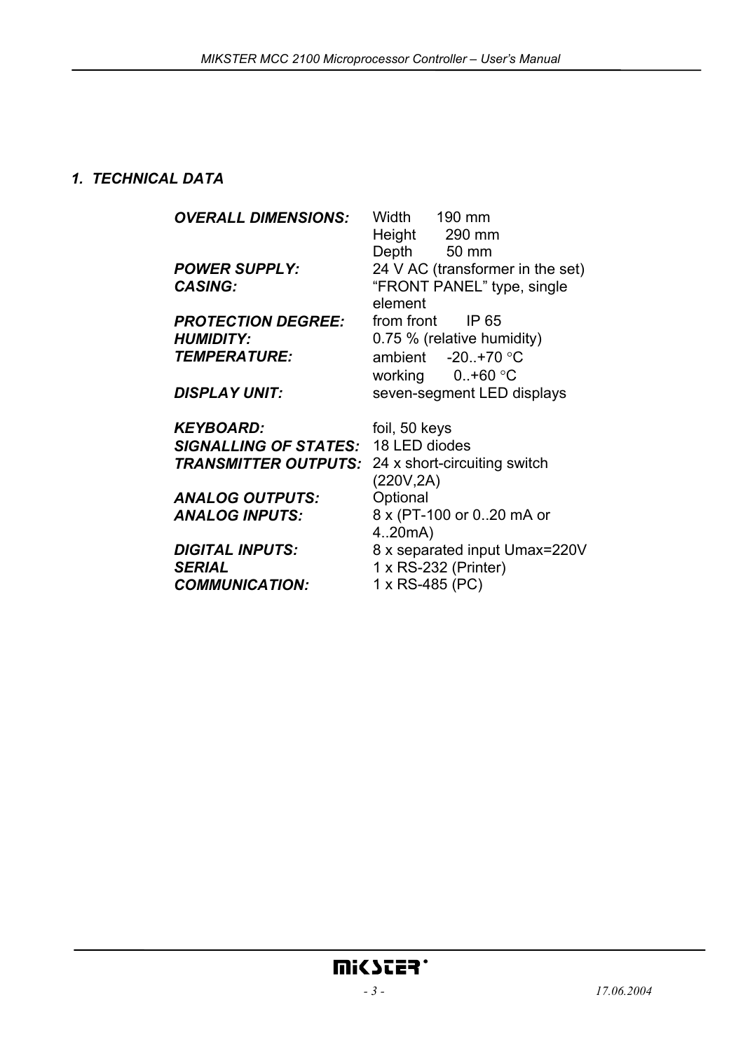## 1. TECHNICAL DATA

| | |
|---|---|
| ***OVERALL DIMENSIONS:*** | Width 190 mm<br>Height 290 mm<br>Depth 50 mm |
| ***POWER SUPPLY:*** | 24 V AC (transformer in the set) |
| ***CASING:*** | "FRONT PANEL" type, single element |
| ***PROTECTION DEGREE:*** | from front IP 65 |
| ***HUMIDITY:*** | 0.75 % (relative humidity) |
| ***TEMPERATURE:*** | ambient -20..+70 °C<br>working 0..+60 °C |
| ***DISPLAY UNIT:*** | seven-segment LED displays |
| ***KEYBOARD:*** | foil, 50 keys |
| ***SIGNALLING OF STATES:*** | 18 LED diodes |
| ***TRANSMITTER OUTPUTS:*** | 24 x short-circuiting switch (220V,2A) |
| ***ANALOG OUTPUTS:*** | Optional |
| ***ANALOG INPUTS:*** | 8 x (PT-100 or 0..20 mA or 4..20mA) |
| ***DIGITAL INPUTS:*** | 8 x separated input Umax=220V |
| ***SERIAL COMMUNICATION:*** | 1 x RS-232 (Printer)<br>1 x RS-485 (PC) |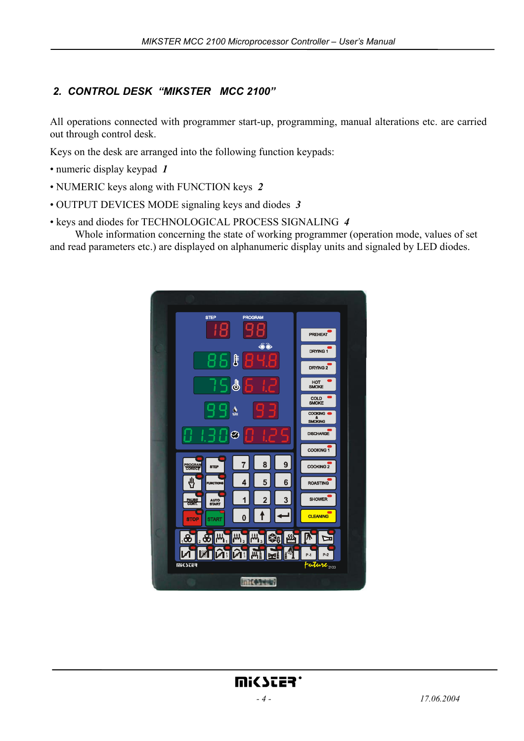## 2. CONTROL DESK "MIKSTER MCC 2100"

All operations connected with programmer start-up, programming, manual alterations etc. are carried out through control desk.

Keys on the desk are arranged into the following function keypads:

- numeric display keypad *1*
- NUMERIC keys along with FUNCTION keys *2*
- OUTPUT DEVICES MODE signaling keys and diodes *3*
- keys and diodes for TECHNOLOGICAL PROCESS SIGNALING *4*

Whole information concerning the state of working programmer (operation mode, values of set and read parameters etc.) are displayed on alphanumeric display units and signaled by LED diodes.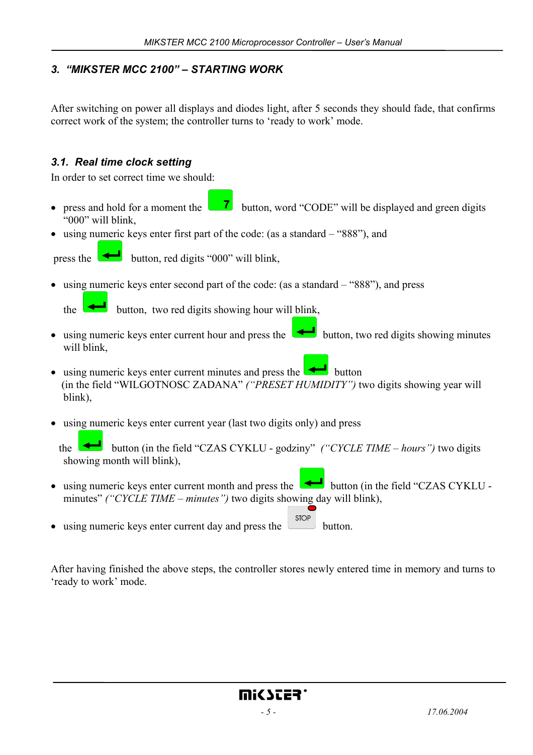## 3. "MIKSTER MCC 2100" – STARTING WORK

After switching on power all displays and diodes light, after 5 seconds they should fade, that confirms correct work of the system; the controller turns to 'ready to work' mode.

### 3.1. Real time clock setting

In order to set correct time we should:

- press and hold for a moment the [7] button, word "CODE" will be displayed and green digits "000" will blink,
- using numeric keys enter first part of the code: (as a standard – "888"), and

  press the [↵] button, red digits "000" will blink,

- using numeric keys enter second part of the code: (as a standard – "888"), and press

  the [↵] button, two red digits showing hour will blink,

- using numeric keys enter current hour and press the [↵] button, two red digits showing minutes will blink,
- using numeric keys enter current minutes and press the [↵] button (in the field "WILGOTNOSC ZADANA" *("PRESET HUMIDITY")* two digits showing year will blink),
- using numeric keys enter current year (last two digits only) and press

  the [↵] button (in the field "CZAS CYKLU - godziny" *("CYCLE TIME – hours")* two digits showing month will blink),

- using numeric keys enter current month and press the [↵] button (in the field "CZAS CYKLU - minutes" *("CYCLE TIME – minutes")* two digits showing day will blink),
- using numeric keys enter current day and press the [STOP] button.

After having finished the above steps, the controller stores newly entered time in memory and turns to 'ready to work' mode.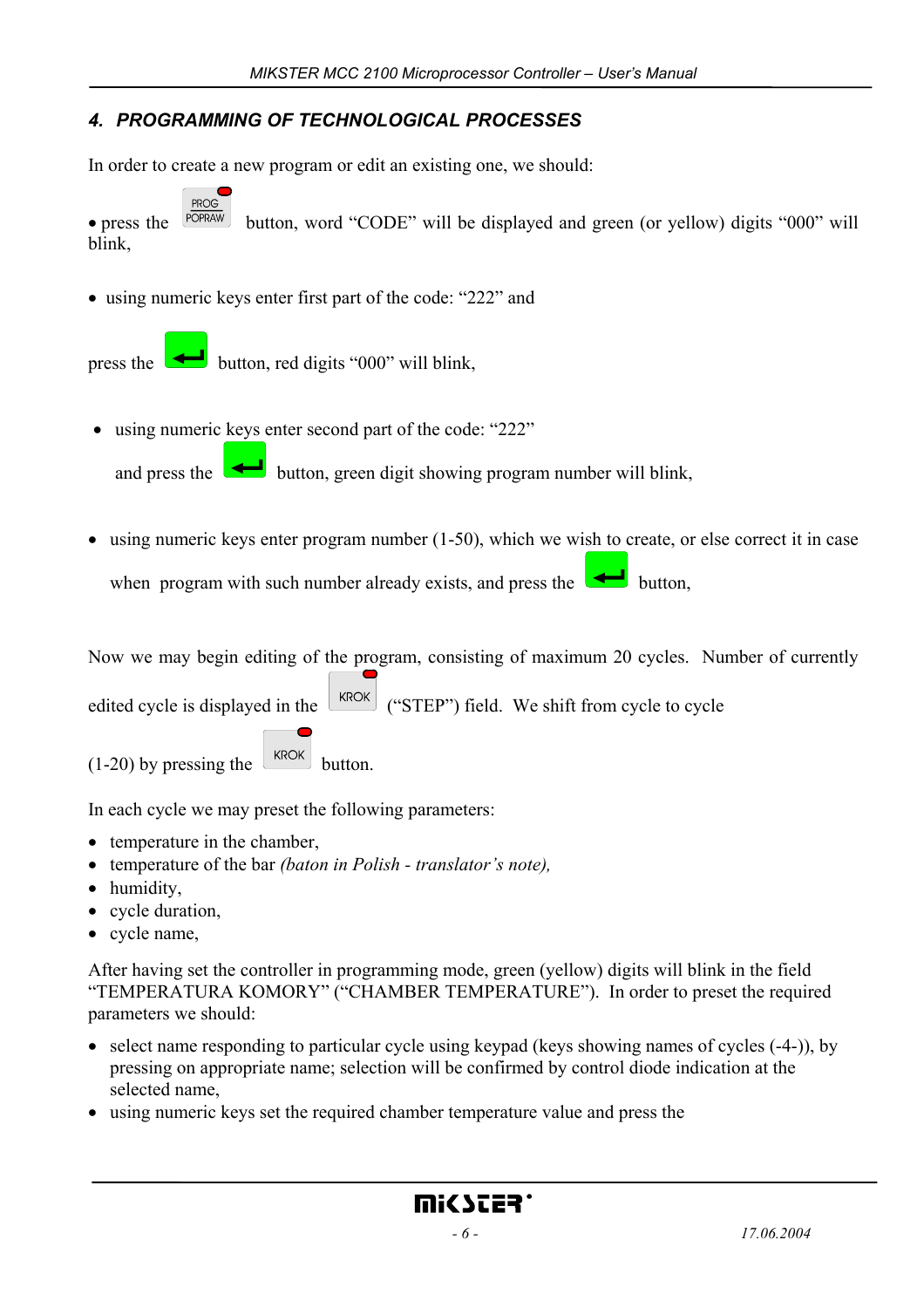## 4. PROGRAMMING OF TECHNOLOGICAL PROCESSES

In order to create a new program or edit an existing one, we should:

- press the PROG POPRAW button, word "CODE" will be displayed and green (or yellow) digits "000" will blink,

- using numeric keys enter first part of the code: "222" and

press the ↵ button, red digits "000" will blink,

- using numeric keys enter second part of the code: "222"

  and press the ↵ button, green digit showing program number will blink,

- using numeric keys enter program number (1-50), which we wish to create, or else correct it in case when program with such number already exists, and press the ↵ button,

Now we may begin editing of the program, consisting of maximum 20 cycles. Number of currently edited cycle is displayed in the KROK ("STEP") field. We shift from cycle to cycle (1-20) by pressing the KROK button.

In each cycle we may preset the following parameters:

- temperature in the chamber,
- temperature of the bar *(baton in Polish - translator's note),*
- humidity,
- cycle duration,
- cycle name,

After having set the controller in programming mode, green (yellow) digits will blink in the field "TEMPERATURA KOMORY" ("CHAMBER TEMPERATURE"). In order to preset the required parameters we should:

- select name responding to particular cycle using keypad (keys showing names of cycles (-4-)), by pressing on appropriate name; selection will be confirmed by control diode indication at the selected name,
- using numeric keys set the required chamber temperature value and press the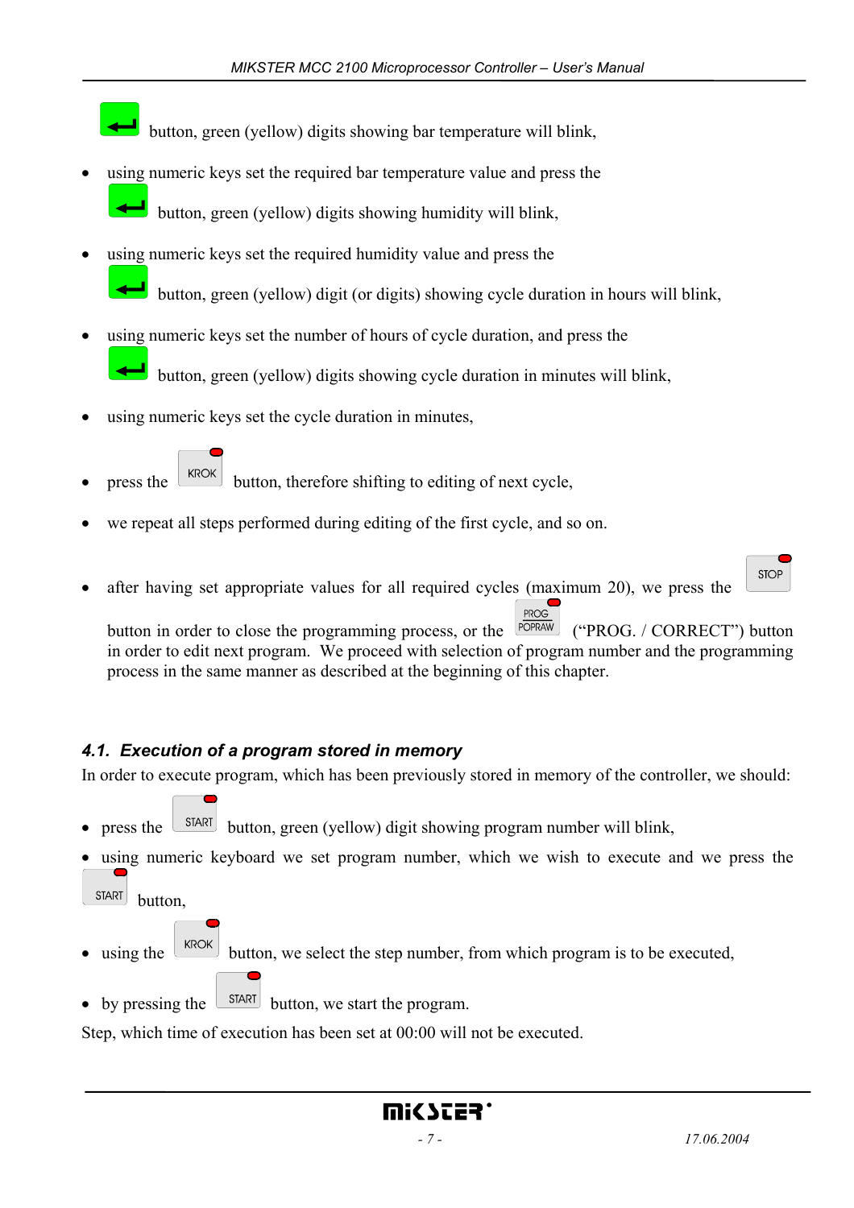button, green (yellow) digits showing bar temperature will blink,

- using numeric keys set the required bar temperature value and press the button, green (yellow) digits showing humidity will blink,
- using numeric keys set the required humidity value and press the button, green (yellow) digit (or digits) showing cycle duration in hours will blink,
- using numeric keys set the number of hours of cycle duration, and press the button, green (yellow) digits showing cycle duration in minutes will blink,
- using numeric keys set the cycle duration in minutes,
- press the KROK button, therefore shifting to editing of next cycle,
- we repeat all steps performed during editing of the first cycle, and so on.
- after having set appropriate values for all required cycles (maximum 20), we press the STOP button in order to close the programming process, or the PROG POPRAW ("PROG. / CORRECT") button in order to edit next program. We proceed with selection of program number and the programming process in the same manner as described at the beginning of this chapter.

## 4.1. Execution of a program stored in memory

In order to execute program, which has been previously stored in memory of the controller, we should:

- press the START button, green (yellow) digit showing program number will blink,
- using numeric keyboard we set program number, which we wish to execute and we press the START button,
- using the KROK button, we select the step number, from which program is to be executed,
- by pressing the START button, we start the program.

Step, which time of execution has been set at 00:00 will not be executed.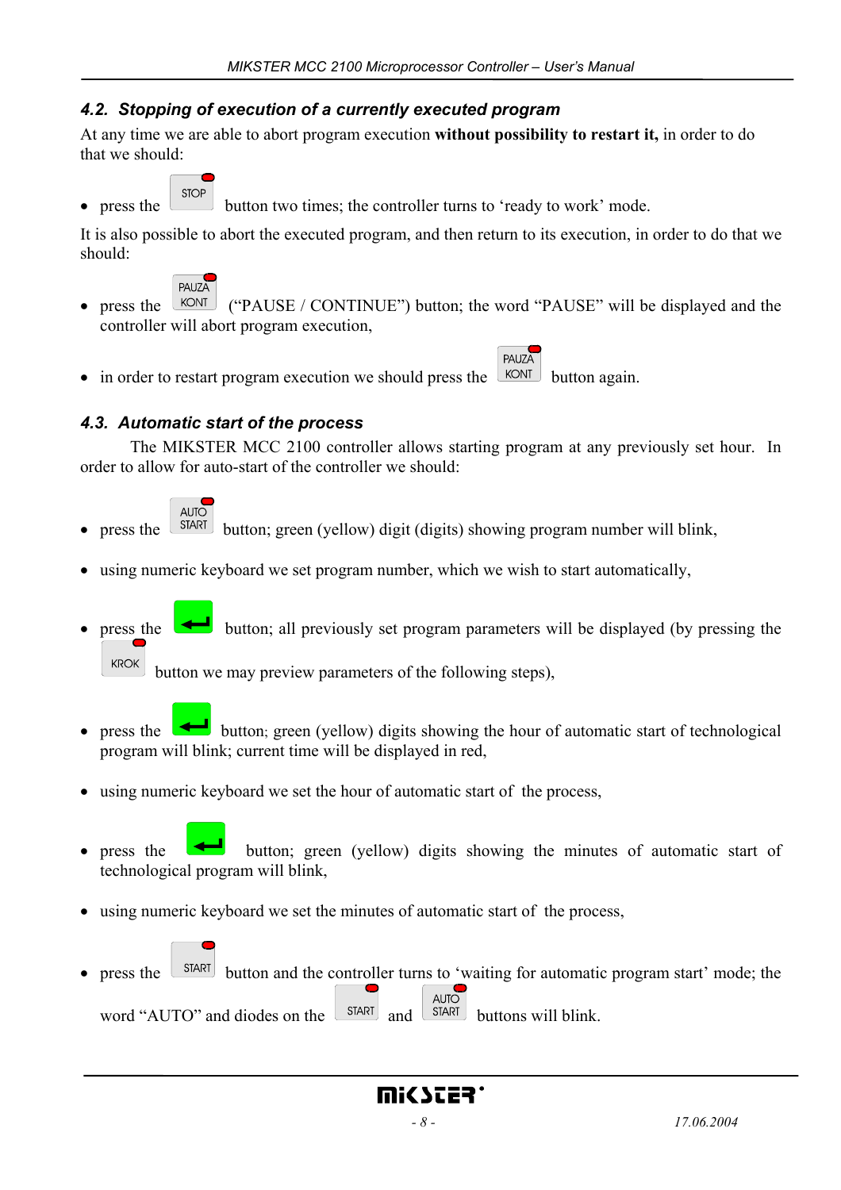### 4.2. *Stopping of execution of a currently executed program*

At any time we are able to abort program execution **without possibility to restart it,** in order to do that we should:

- press the STOP button two times; the controller turns to 'ready to work' mode.

It is also possible to abort the executed program, and then return to its execution, in order to do that we should:

- press the PAUZA KONT ("PAUSE / CONTINUE") button; the word "PAUSE" will be displayed and the controller will abort program execution,
- in order to restart program execution we should press the PAUZA KONT button again.

### 4.3. *Automatic start of the process*

The MIKSTER MCC 2100 controller allows starting program at any previously set hour. In order to allow for auto-start of the controller we should:

- press the AUTO START button; green (yellow) digit (digits) showing program number will blink,
- using numeric keyboard we set program number, which we wish to start automatically,
- press the ↵ button; all previously set program parameters will be displayed (by pressing the KROK button we may preview parameters of the following steps),
- press the ↵ button; green (yellow) digits showing the hour of automatic start of technological program will blink; current time will be displayed in red,
- using numeric keyboard we set the hour of automatic start of the process,
- press the ↵ button; green (yellow) digits showing the minutes of automatic start of technological program will blink,
- using numeric keyboard we set the minutes of automatic start of the process,
- press the START button and the controller turns to 'waiting for automatic program start' mode; the word "AUTO" and diodes on the START and AUTO START buttons will blink.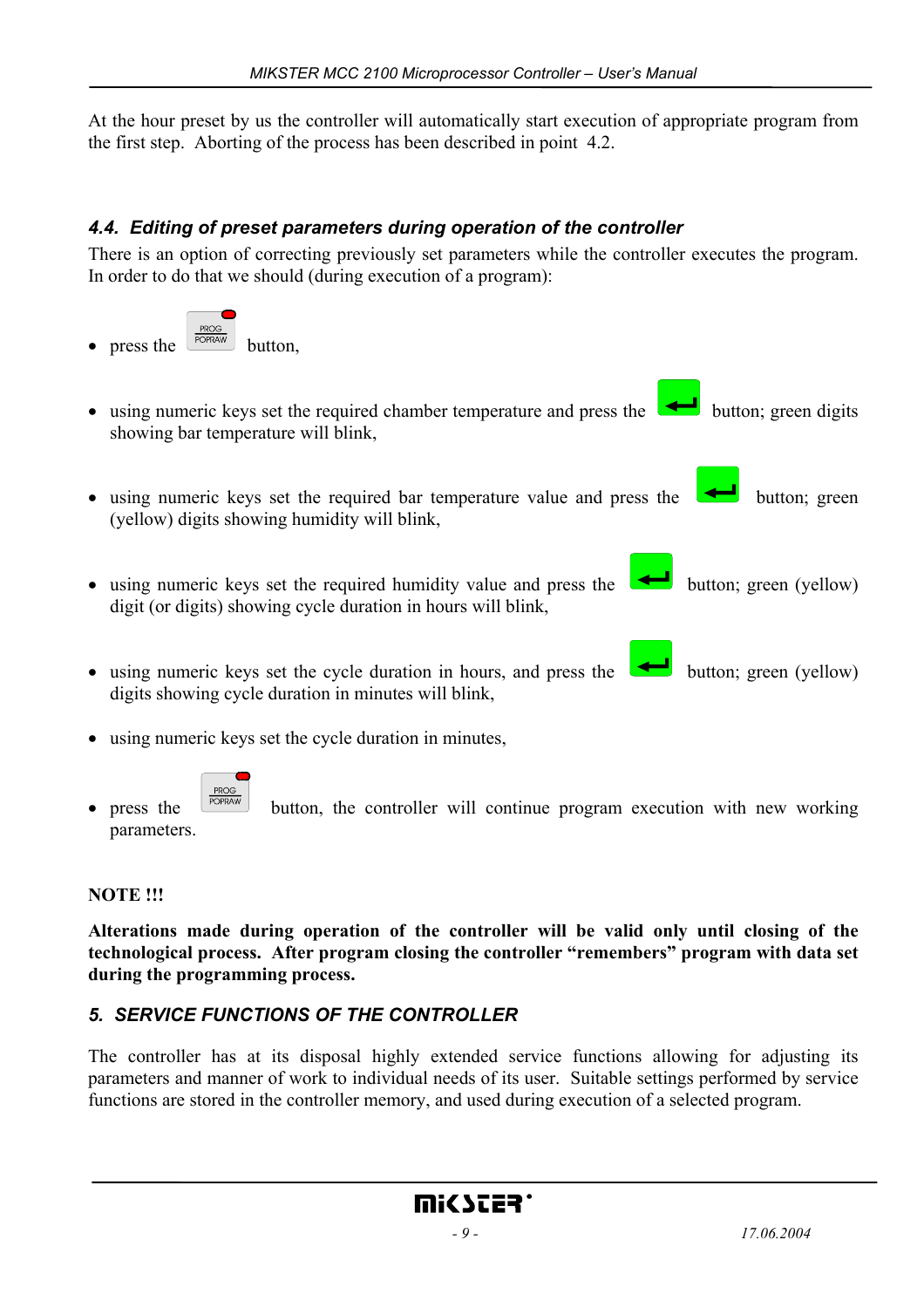At the hour preset by us the controller will automatically start execution of appropriate program from the first step. Aborting of the process has been described in point 4.2.

### *4.4. Editing of preset parameters during operation of the controller*

There is an option of correcting previously set parameters while the controller executes the program. In order to do that we should (during execution of a program):

- press the PROG POPRAW button,
- using numeric keys set the required chamber temperature and press the ↵ button; green digits showing bar temperature will blink,
- using numeric keys set the required bar temperature value and press the ↵ button; green (yellow) digits showing humidity will blink,
- using numeric keys set the required humidity value and press the ↵ button; green (yellow) digit (or digits) showing cycle duration in hours will blink,
- using numeric keys set the cycle duration in hours, and press the ↵ button; green (yellow) digits showing cycle duration in minutes will blink,
- using numeric keys set the cycle duration in minutes,
- press the PROG POPRAW button, the controller will continue program execution with new working parameters.

**NOTE !!!**

**Alterations made during operation of the controller will be valid only until closing of the technological process. After program closing the controller "remembers" program with data set during the programming process.**

## *5. SERVICE FUNCTIONS OF THE CONTROLLER*

The controller has at its disposal highly extended service functions allowing for adjusting its parameters and manner of work to individual needs of its user. Suitable settings performed by service functions are stored in the controller memory, and used during execution of a selected program.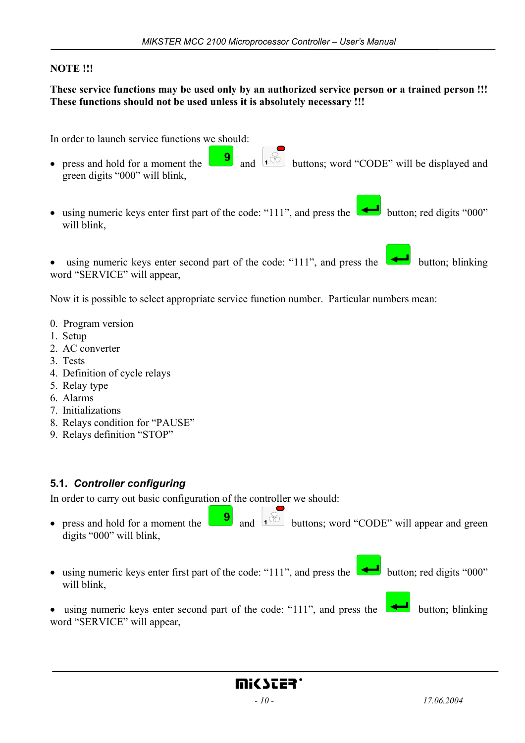**NOTE !!!**

**These service functions may be used only by an authorized service person or a trained person !!! These functions should not be used unless it is absolutely necessary !!!**

In order to launch service functions we should:

- press and hold for a moment the 9 and 1 buttons; word "CODE" will be displayed and green digits "000" will blink,
- using numeric keys enter first part of the code: "111", and press the ↵ button; red digits "000" will blink,
- using numeric keys enter second part of the code: "111", and press the ↵ button; blinking word "SERVICE" will appear,

Now it is possible to select appropriate service function number. Particular numbers mean:

0. Program version
1. Setup
2. AC converter
3. Tests
4. Definition of cycle relays
5. Relay type
6. Alarms
7. Initializations
8. Relays condition for "PAUSE"
9. Relays definition "STOP"

## 5.1. *Controller configuring*

In order to carry out basic configuration of the controller we should:

- press and hold for a moment the 9 and 1 buttons; word "CODE" will appear and green digits "000" will blink,
- using numeric keys enter first part of the code: "111", and press the ↵ button; red digits "000" will blink,
- using numeric keys enter second part of the code: "111", and press the ↵ button; blinking word "SERVICE" will appear,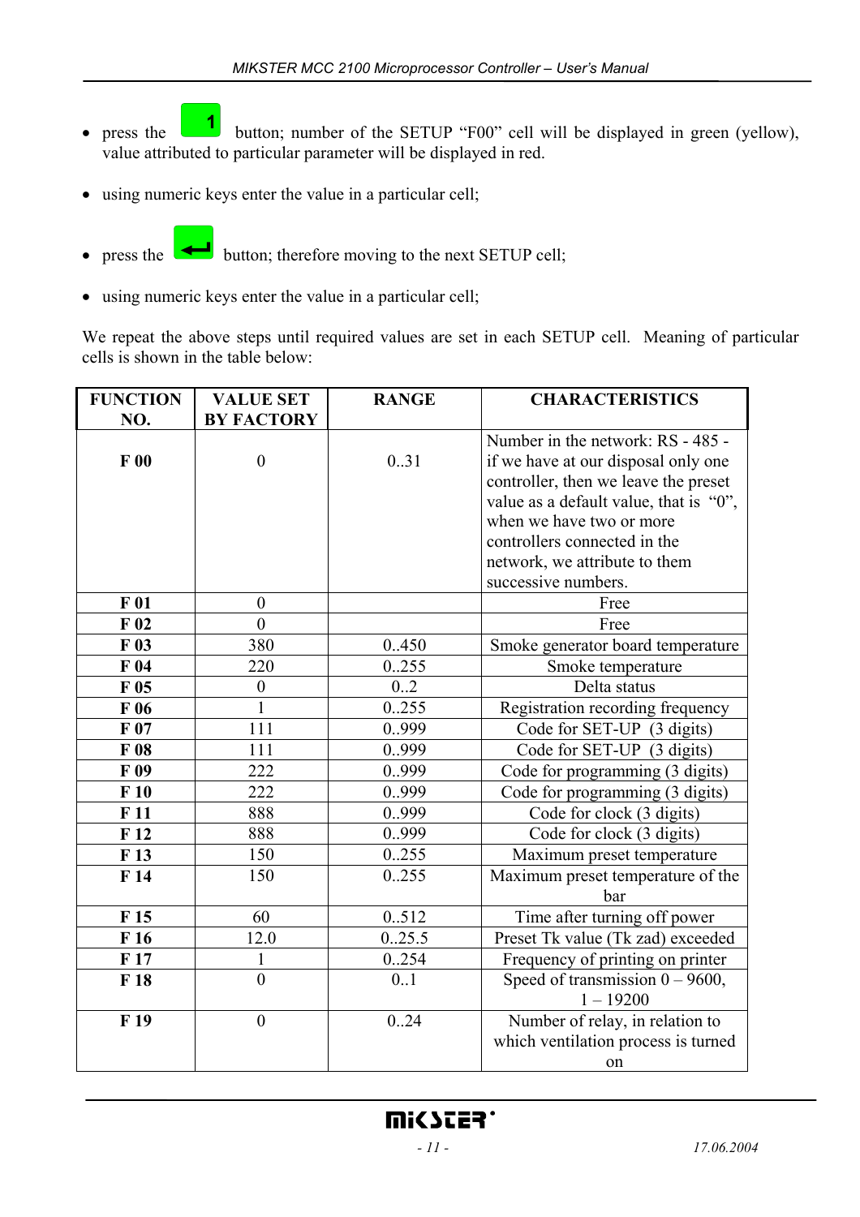- press the **1** button; number of the SETUP "F00" cell will be displayed in green (yellow), value attributed to particular parameter will be displayed in red.

- using numeric keys enter the value in a particular cell;

- press the **↵** button; therefore moving to the next SETUP cell;

- using numeric keys enter the value in a particular cell;

We repeat the above steps until required values are set in each SETUP cell. Meaning of particular cells is shown in the table below:

| FUNCTION NO. | VALUE SET BY FACTORY | RANGE | CHARACTERISTICS |
|---|---|---|---|
| F 00 | 0 | 0..31 | Number in the network: RS - 485 - if we have at our disposal only one controller, then we leave the preset value as a default value, that is "0", when we have two or more controllers connected in the network, we attribute to them successive numbers. |
| F 01 | 0 | | Free |
| F 02 | 0 | | Free |
| F 03 | 380 | 0..450 | Smoke generator board temperature |
| F 04 | 220 | 0..255 | Smoke temperature |
| F 05 | 0 | 0..2 | Delta status |
| F 06 | 1 | 0..255 | Registration recording frequency |
| F 07 | 111 | 0..999 | Code for SET-UP (3 digits) |
| F 08 | 111 | 0..999 | Code for SET-UP (3 digits) |
| F 09 | 222 | 0..999 | Code for programming (3 digits) |
| F 10 | 222 | 0..999 | Code for programming (3 digits) |
| F 11 | 888 | 0..999 | Code for clock (3 digits) |
| F 12 | 888 | 0..999 | Code for clock (3 digits) |
| F 13 | 150 | 0..255 | Maximum preset temperature |
| F 14 | 150 | 0..255 | Maximum preset temperature of the bar |
| F 15 | 60 | 0..512 | Time after turning off power |
| F 16 | 12.0 | 0..25.5 | Preset Tk value (Tk zad) exceeded |
| F 17 | 1 | 0..254 | Frequency of printing on printer |
| F 18 | 0 | 0..1 | Speed of transmission 0 – 9600, 1 – 19200 |
| F 19 | 0 | 0..24 | Number of relay, in relation to which ventilation process is turned on |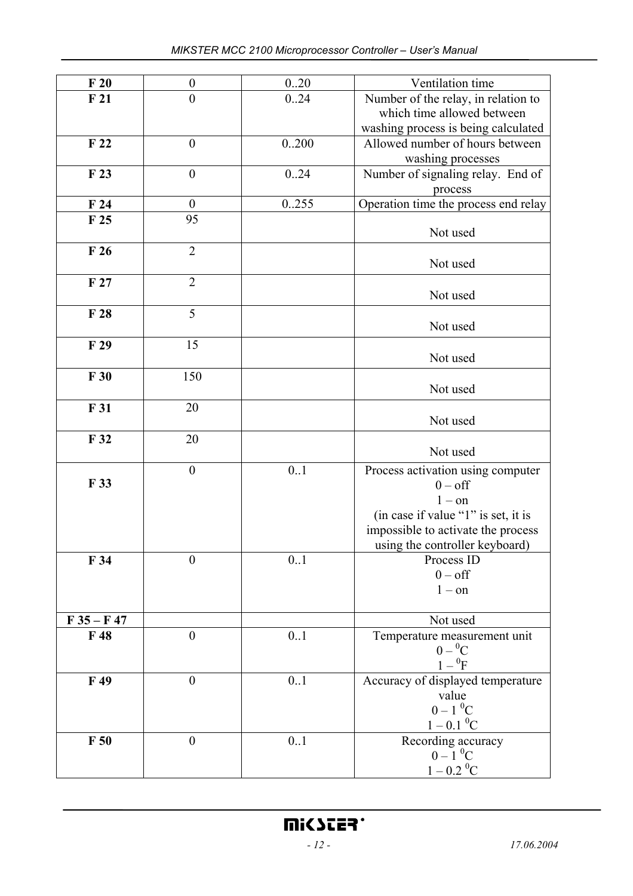| **F 20** | 0 | 0..20 | Ventilation time |
|---|---|---|---|
| **F 21** | 0 | 0..24 | Number of the relay, in relation to which time allowed between washing process is being calculated |
| **F 22** | 0 | 0..200 | Allowed number of hours between washing processes |
| **F 23** | 0 | 0..24 | Number of signaling relay. End of process |
| **F 24** | 0 | 0..255 | Operation time the process end relay |
| **F 25** | 95 | | Not used |
| **F 26** | 2 | | Not used |
| **F 27** | 2 | | Not used |
| **F 28** | 5 | | Not used |
| **F 29** | 15 | | Not used |
| **F 30** | 150 | | Not used |
| **F 31** | 20 | | Not used |
| **F 32** | 20 | | Not used |
| **F 33** | 0 | 0..1 | Process activation using computer<br>0 – off<br>1 – on<br>(in case if value "1" is set, it is impossible to activate the process using the controller keyboard) |
| **F 34** | 0 | 0..1 | Process ID<br>0 – off<br>1 – on |
| **F 35 – F 47** | | | Not used |
| **F 48** | 0 | 0..1 | Temperature measurement unit<br>0 – $^0$C<br>1 – $^0$F |
| **F 49** | 0 | 0..1 | Accuracy of displayed temperature value<br>0 – 1 $^0$C<br>1 – 0.1 $^0$C |
| **F 50** | 0 | 0..1 | Recording accuracy<br>0 – 1 $^0$C<br>1 – 0.2 $^0$C |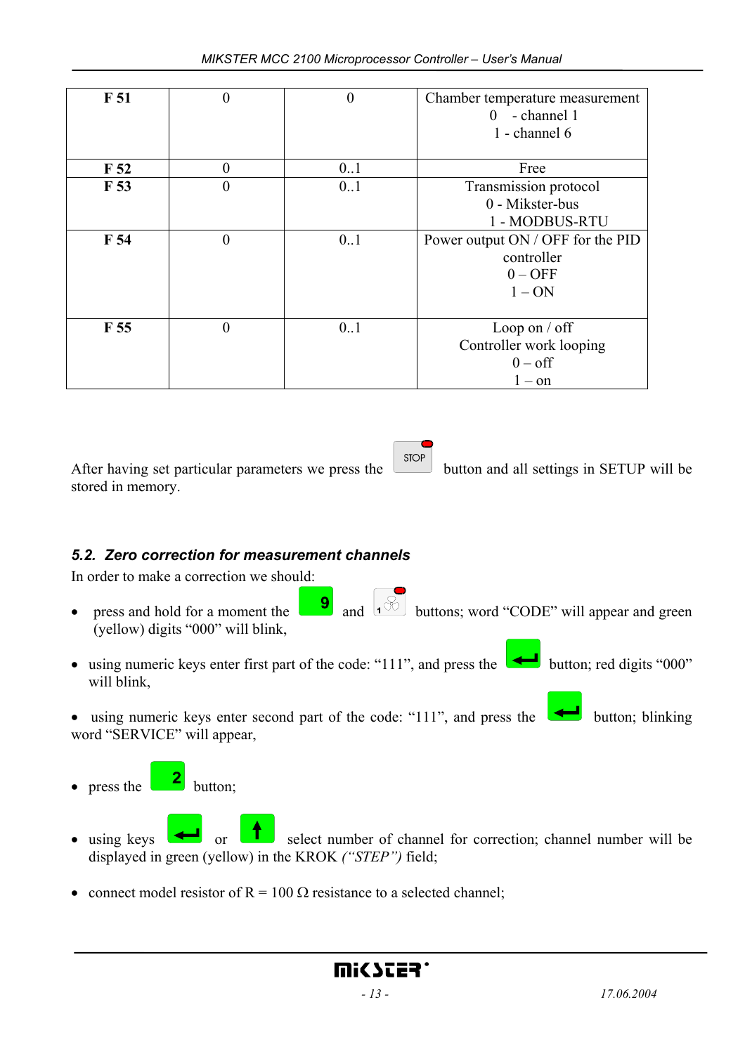| F 51 | 0 | 0 | Chamber temperature measurement<br>0 - channel 1<br>1 - channel 6 |
|---|---|---|---|
| F 52 | 0 | 0..1 | Free |
| F 53 | 0 | 0..1 | Transmission protocol<br>0 - Mikster-bus<br>1 - MODBUS-RTU |
| F 54 | 0 | 0..1 | Power output ON / OFF for the PID controller<br>0 – OFF<br>1 – ON |
| F 55 | 0 | 0..1 | Loop on / off<br>Controller work looping<br>0 – off<br>1 – on |

After having set particular parameters we press the STOP button and all settings in SETUP will be stored in memory.

## *5.2. Zero correction for measurement channels*

In order to make a correction we should:

- press and hold for a moment the 9 and 1 buttons; word "CODE" will appear and green (yellow) digits "000" will blink,
- using numeric keys enter first part of the code: "111", and press the ↵ button; red digits "000" will blink,
- using numeric keys enter second part of the code: "111", and press the ↵ button; blinking word "SERVICE" will appear,
- press the 2 button;
- using keys ↵ or ↑ select number of channel for correction; channel number will be displayed in green (yellow) in the KROK *("STEP")* field;
- connect model resistor of R = 100 Ω resistance to a selected channel;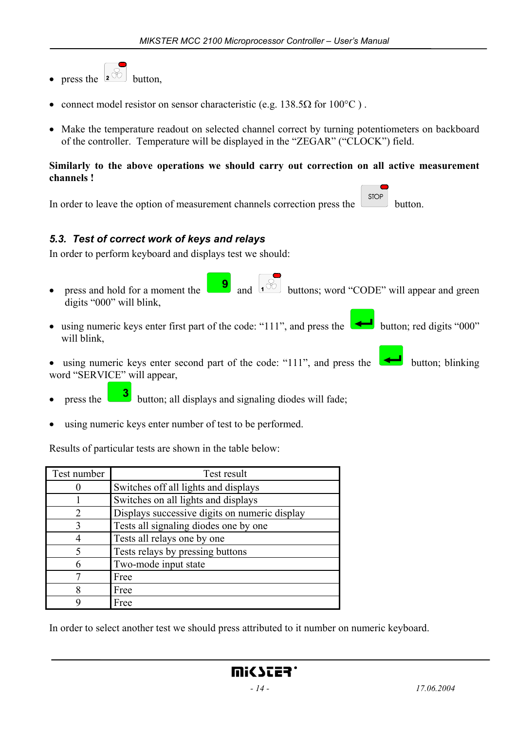- press the 2 button,

- connect model resistor on sensor characteristic (e.g. 138.5Ω for 100°C ) .

- Make the temperature readout on selected channel correct by turning potentiometers on backboard of the controller. Temperature will be displayed in the "ZEGAR" ("CLOCK") field.

**Similarly to the above operations we should carry out correction on all active measurement channels !**

In order to leave the option of measurement channels correction press the STOP button.

### *5.3. Test of correct work of keys and relays*

In order to perform keyboard and displays test we should:

- press and hold for a moment the 9 and 1 buttons; word "CODE" will appear and green digits "000" will blink,

- using numeric keys enter first part of the code: "111", and press the ↵ button; red digits "000" will blink,

- using numeric keys enter second part of the code: "111", and press the ↵ button; blinking word "SERVICE" will appear,

- press the 3 button; all displays and signaling diodes will fade;

- using numeric keys enter number of test to be performed.

Results of particular tests are shown in the table below:

| Test number | Test result |
|---|---|
| 0 | Switches off all lights and displays |
| 1 | Switches on all lights and displays |
| 2 | Displays successive digits on numeric display |
| 3 | Tests all signaling diodes one by one |
| 4 | Tests all relays one by one |
| 5 | Tests relays by pressing buttons |
| 6 | Two-mode input state |
| 7 | Free |
| 8 | Free |
| 9 | Free |

In order to select another test we should press attributed to it number on numeric keyboard.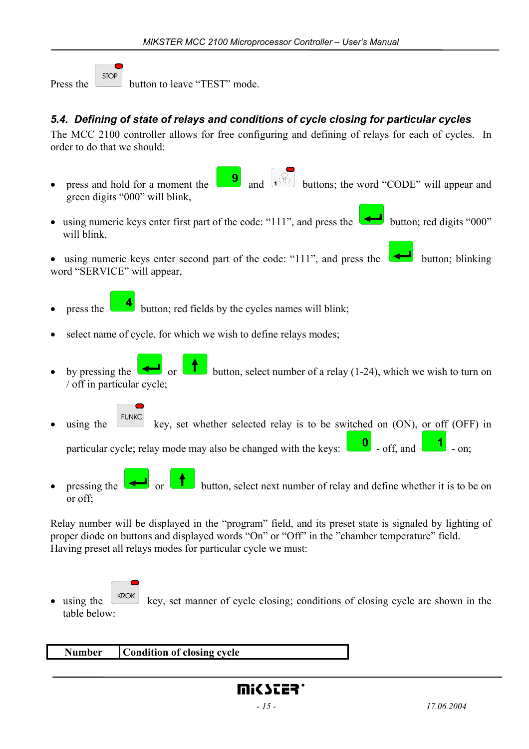Press the STOP button to leave "TEST" mode.

## 5.4. Defining of state of relays and conditions of cycle closing for particular cycles

The MCC 2100 controller allows for free configuring and defining of relays for each of cycles. In order to do that we should:

- press and hold for a moment the 9 and 1 buttons; the word "CODE" will appear and green digits "000" will blink,
- using numeric keys enter first part of the code: "111", and press the ↵ button; red digits "000" will blink,
- using numeric keys enter second part of the code: "111", and press the ↵ button; blinking word "SERVICE" will appear,
- press the 4 button; red fields by the cycles names will blink;
- select name of cycle, for which we wish to define relays modes;
- by pressing the ↵ or ↑ button, select number of a relay (1-24), which we wish to turn on / off in particular cycle;
- using the FUNKC key, set whether selected relay is to be switched on (ON), or off (OFF) in particular cycle; relay mode may also be changed with the keys: 0 - off, and 1 - on;
- pressing the ↵ or ↑ button, select next number of relay and define whether it is to be on or off;

Relay number will be displayed in the "program" field, and its preset state is signaled by lighting of proper diode on buttons and displayed words "On" or "Off" in the "chamber temperature" field.
Having preset all relays modes for particular cycle we must:

- using the KROK key, set manner of cycle closing; conditions of closing cycle are shown in the table below:

| Number | Condition of closing cycle |
|---|---|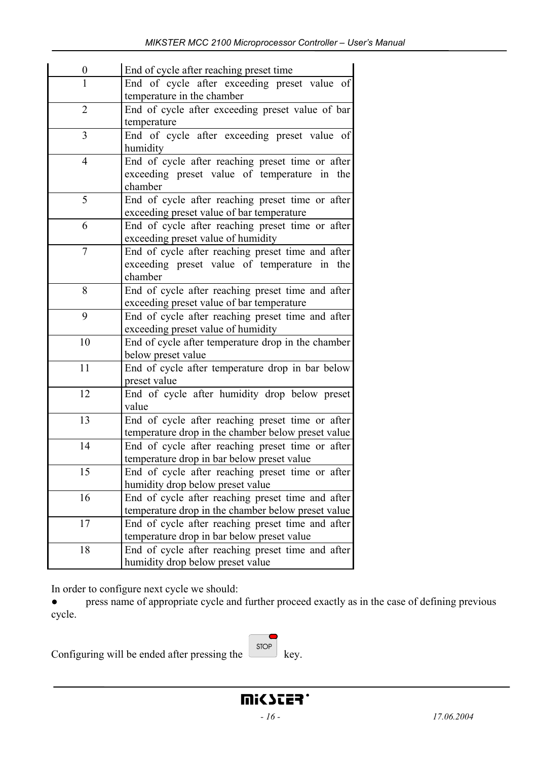| | |
|---|---|
| 0 | End of cycle after reaching preset time |
| 1 | End of cycle after exceeding preset value of temperature in the chamber |
| 2 | End of cycle after exceeding preset value of bar temperature |
| 3 | End of cycle after exceeding preset value of humidity |
| 4 | End of cycle after reaching preset time or after exceeding preset value of temperature in the chamber |
| 5 | End of cycle after reaching preset time or after exceeding preset value of bar temperature |
| 6 | End of cycle after reaching preset time or after exceeding preset value of humidity |
| 7 | End of cycle after reaching preset time and after exceeding preset value of temperature in the chamber |
| 8 | End of cycle after reaching preset time and after exceeding preset value of bar temperature |
| 9 | End of cycle after reaching preset time and after exceeding preset value of humidity |
| 10 | End of cycle after temperature drop in the chamber below preset value |
| 11 | End of cycle after temperature drop in bar below preset value |
| 12 | End of cycle after humidity drop below preset value |
| 13 | End of cycle after reaching preset time or after temperature drop in the chamber below preset value |
| 14 | End of cycle after reaching preset time or after temperature drop in bar below preset value |
| 15 | End of cycle after reaching preset time or after humidity drop below preset value |
| 16 | End of cycle after reaching preset time and after temperature drop in the chamber below preset value |
| 17 | End of cycle after reaching preset time and after temperature drop in bar below preset value |
| 18 | End of cycle after reaching preset time and after humidity drop below preset value |

In order to configure next cycle we should:

- press name of appropriate cycle and further proceed exactly as in the case of defining previous cycle.

Configuring will be ended after pressing the STOP key.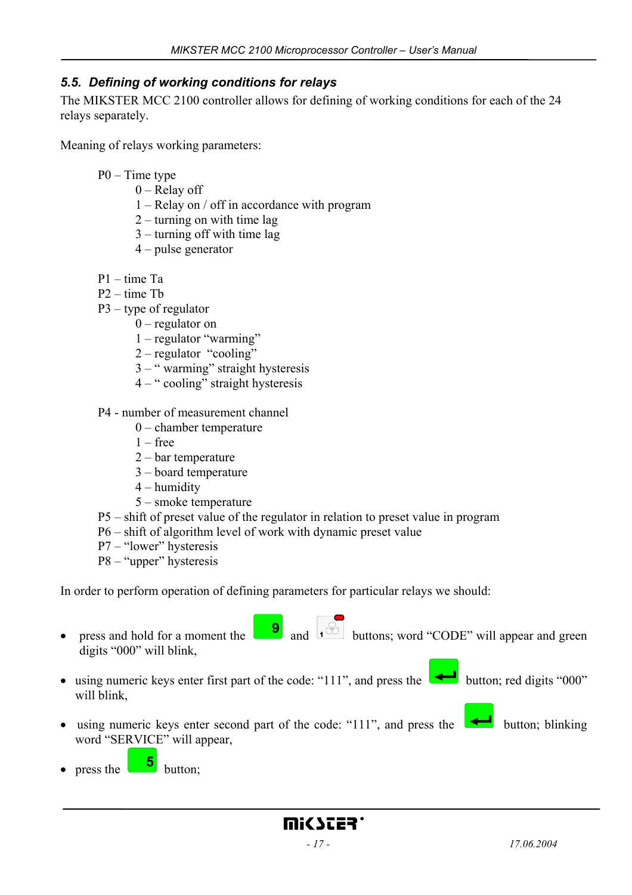### 5.5. *Defining of working conditions for relays*

The MIKSTER MCC 2100 controller allows for defining of working conditions for each of the 24 relays separately.

Meaning of relays working parameters:

P0 – Time type
- 0 – Relay off
- 1 – Relay on / off in accordance with program
- 2 – turning on with time lag
- 3 – turning off with time lag
- 4 – pulse generator

P1 – time Ta
P2 – time Tb
P3 – type of regulator
- 0 – regulator on
- 1 – regulator "warming"
- 2 – regulator "cooling"
- 3 – " warming" straight hysteresis
- 4 – " cooling" straight hysteresis

P4 - number of measurement channel
- 0 – chamber temperature
- 1 – free
- 2 – bar temperature
- 3 – board temperature
- 4 – humidity
- 5 – smoke temperature

P5 – shift of preset value of the regulator in relation to preset value in program
P6 – shift of algorithm level of work with dynamic preset value
P7 – "lower" hysteresis
P8 – "upper" hysteresis

In order to perform operation of defining parameters for particular relays we should:

- press and hold for a moment the [9] and [1] buttons; word "CODE" will appear and green digits "000" will blink,
- using numeric keys enter first part of the code: "111", and press the [↵] button; red digits "000" will blink,
- using numeric keys enter second part of the code: "111", and press the [↵] button; blinking word "SERVICE" will appear,
- press the [5] button;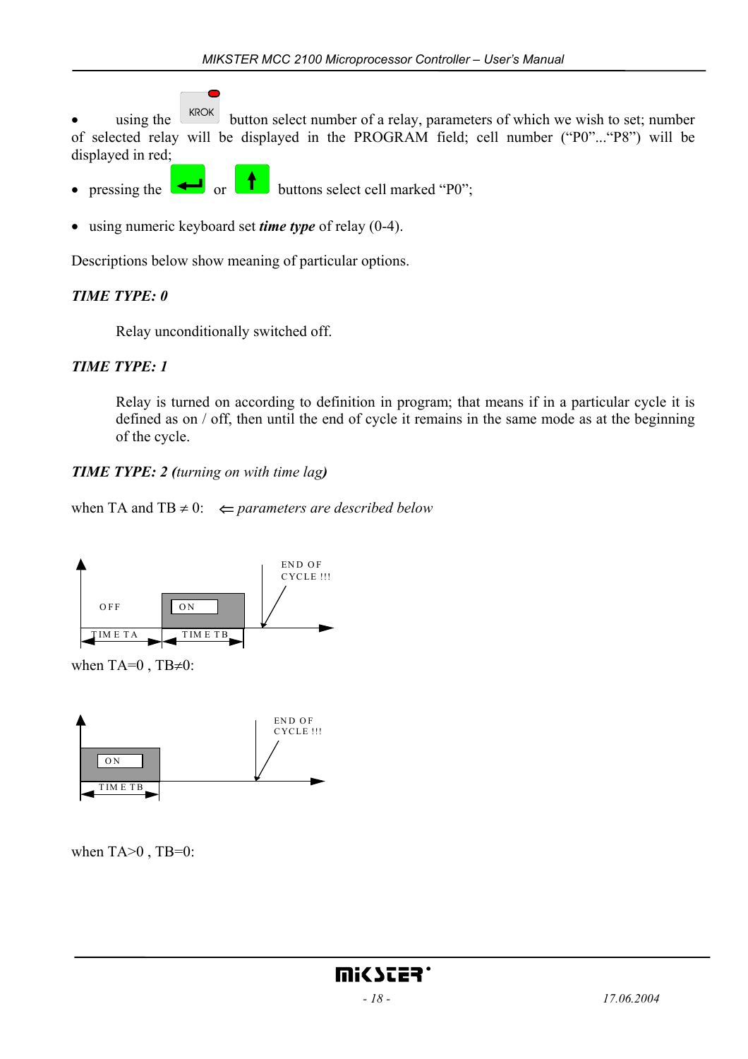- using the KROK button select number of a relay, parameters of which we wish to set; number of selected relay will be displayed in the PROGRAM field; cell number ("P0"..."P8") will be displayed in red;
- pressing the ↵ or ↑ buttons select cell marked "P0";
- using numeric keyboard set ***time type*** of relay (0-4).

Descriptions below show meaning of particular options.

***TIME TYPE: 0***

Relay unconditionally switched off.

***TIME TYPE: 1***

Relay is turned on according to definition in program; that means if in a particular cycle it is defined as on / off, then until the end of cycle it remains in the same mode as at the beginning of the cycle.

***TIME TYPE: 2 (turning on with time lag)***

when TA and TB $\neq$ 0: ⇐ *parameters are described below*

OFF | ON | END OF CYCLE !!! | TIME TA | TIME TB

when TA=0 , TB$\neq$0:

ON | END OF CYCLE !!! | TIME TB

when TA>0 , TB=0: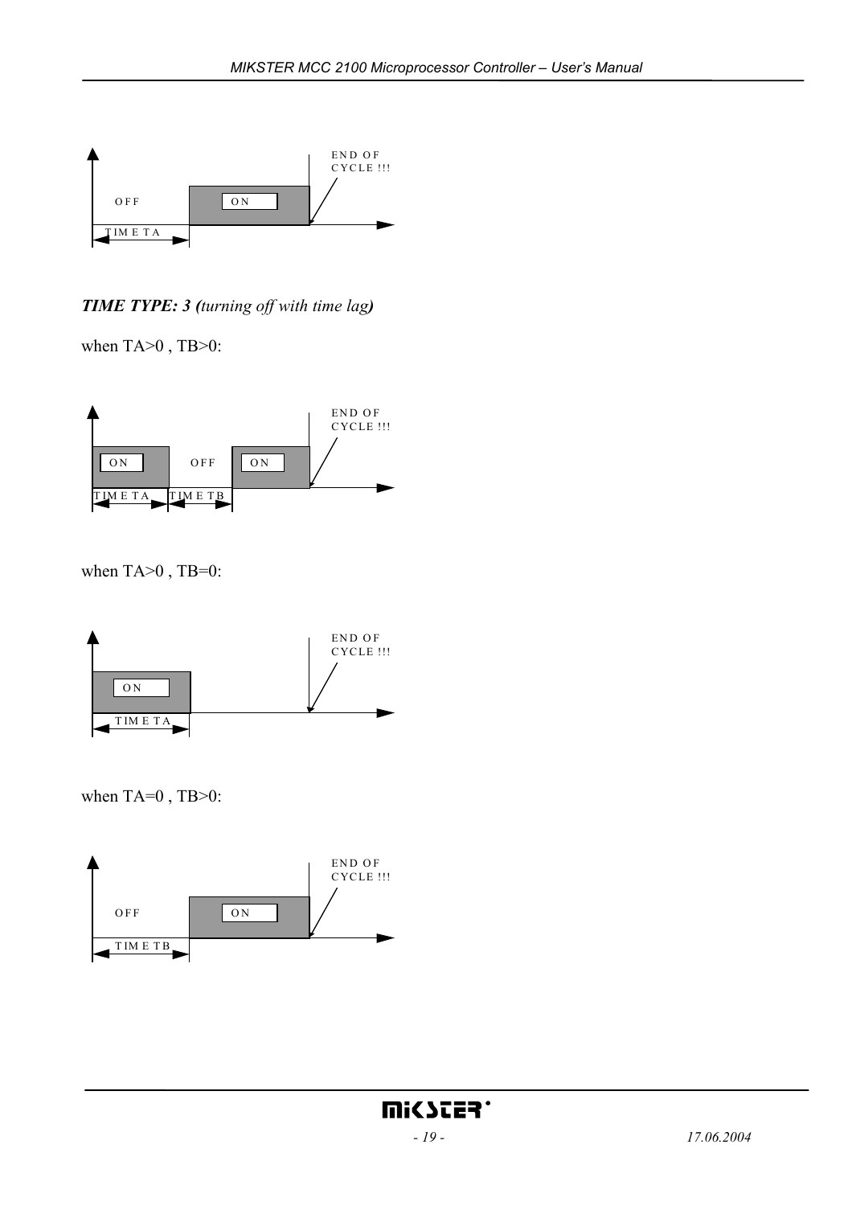OFF ON END OF CYCLE !!! TIME TA

***TIME TYPE: 3 (****turning off with time lag****)***

when TA>0 , TB>0:

ON OFF ON END OF CYCLE !!! TIME TA TIME TB

when TA>0 , TB=0:

ON END OF CYCLE !!! TIME TA

when TA=0 , TB>0:

OFF ON END OF CYCLE !!! TIME TB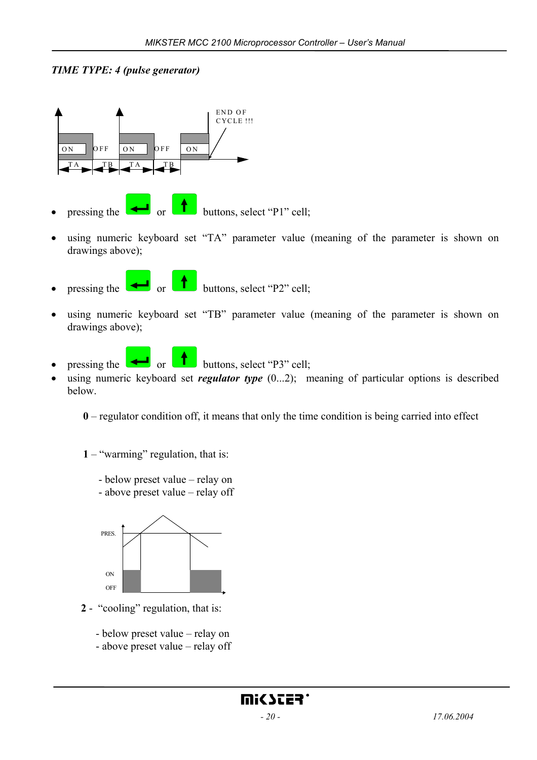*TIME TYPE: 4 (pulse generator)*

- pressing the ↵ or ↑ buttons, select “P1” cell;
- using numeric keyboard set “TA” parameter value (meaning of the parameter is shown on drawings above);
- pressing the ↵ or ↑ buttons, select “P2” cell;
- using numeric keyboard set “TB” parameter value (meaning of the parameter is shown on drawings above);
- pressing the ↵ or ↑ buttons, select “P3” cell;
- using numeric keyboard set ***regulator type*** (0...2); meaning of particular options is described below.

**0** – regulator condition off, it means that only the time condition is being carried into effect

**1** – “warming” regulation, that is:

- below preset value – relay on
- above preset value – relay off

**2** - “cooling” regulation, that is:

- below preset value – relay on
- above preset value – relay off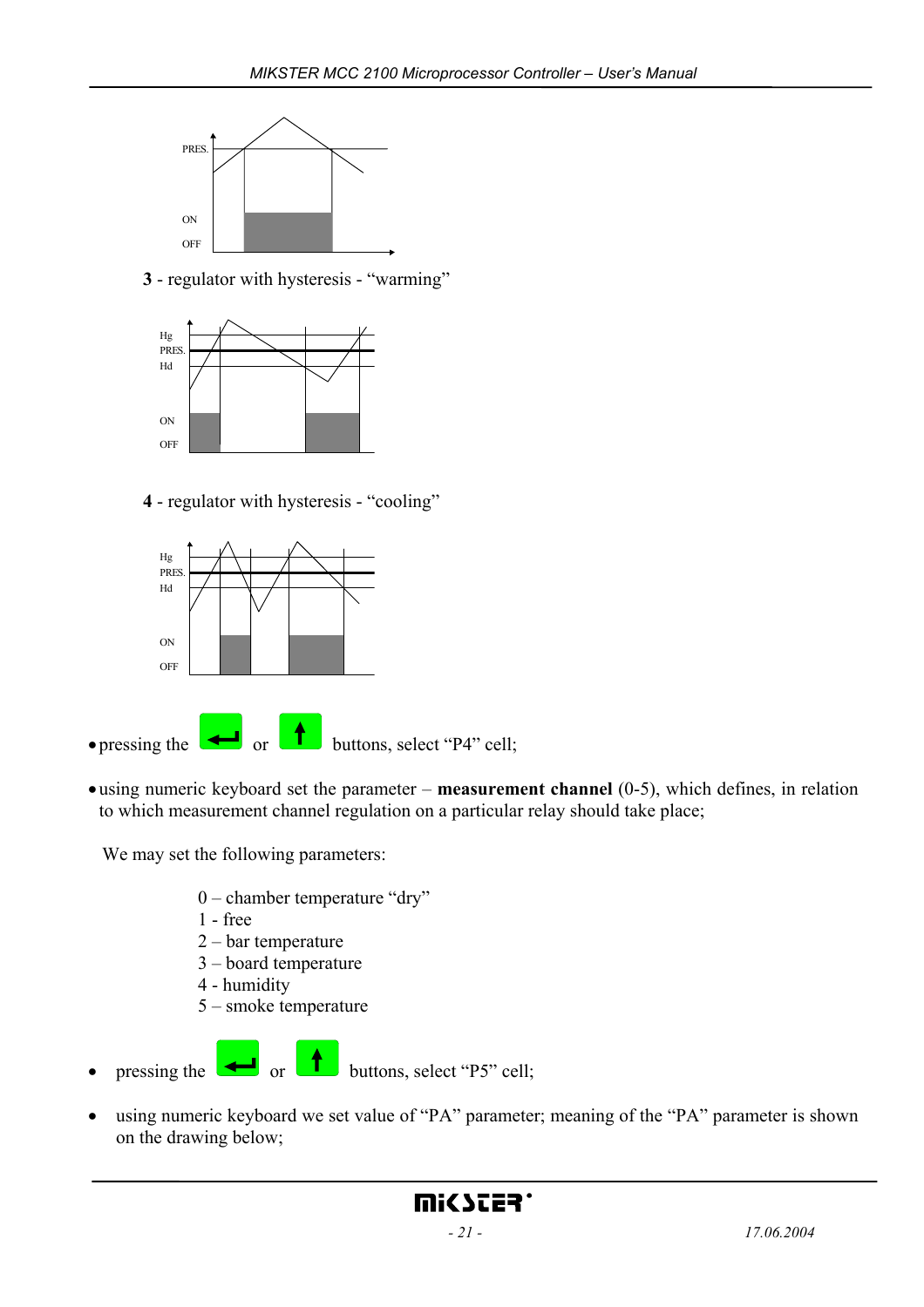PRES.

ON

OFF

**3** - regulator with hysteresis - "warming"

Hg
PRES.
Hd

ON

OFF

**4** - regulator with hysteresis - "cooling"

Hg
PRES.
Hd

ON

OFF

- pressing the ↵ or ↑ buttons, select "P4" cell;
- using numeric keyboard set the parameter – **measurement channel** (0-5), which defines, in relation to which measurement channel regulation on a particular relay should take place;

We may set the following parameters:

0 – chamber temperature "dry"
1 - free
2 – bar temperature
3 – board temperature
4 - humidity
5 – smoke temperature

- pressing the ↵ or ↑ buttons, select "P5" cell;
- using numeric keyboard we set value of "PA" parameter; meaning of the "PA" parameter is shown on the drawing below;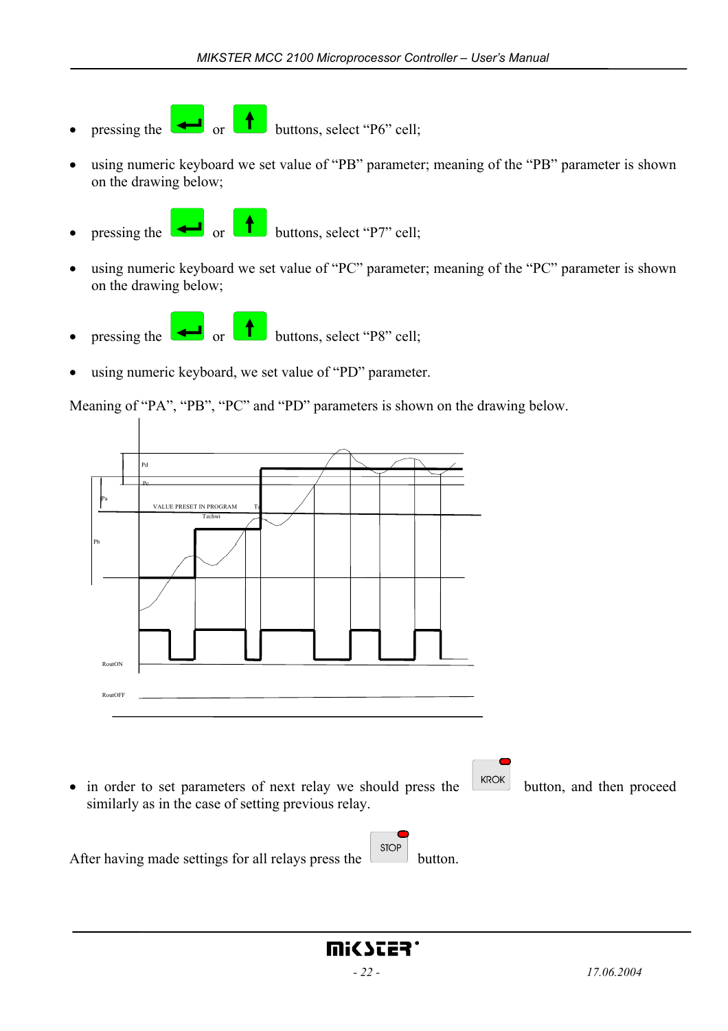- pressing the ↵ or ↑ buttons, select “P6” cell;
- using numeric keyboard we set value of “PB” parameter; meaning of the “PB” parameter is shown on the drawing below;
- pressing the ↵ or ↑ buttons, select “P7” cell;
- using numeric keyboard we set value of “PC” parameter; meaning of the “PC” parameter is shown on the drawing below;
- pressing the ↵ or ↑ buttons, select “P8” cell;
- using numeric keyboard, we set value of “PD” parameter.

Meaning of “PA”, “PB”, “PC” and “PD” parameters is shown on the drawing below.

- in order to set parameters of next relay we should press the KROK button, and then proceed similarly as in the case of setting previous relay.

After having made settings for all relays press the STOP button.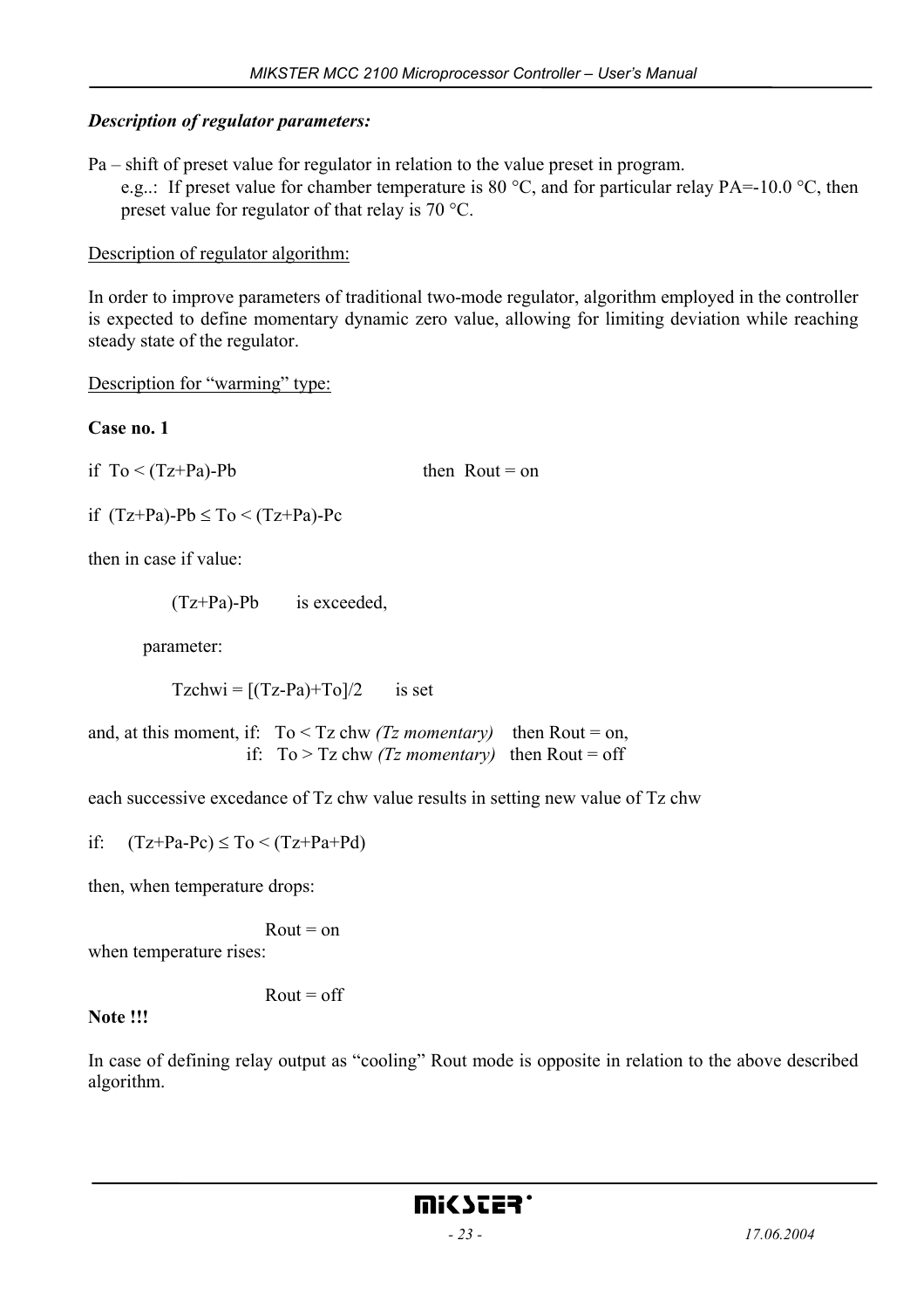***Description of regulator parameters:***

Pa – shift of preset value for regulator in relation to the value preset in program.

e.g..: If preset value for chamber temperature is 80 °C, and for particular relay PA=-10.0 °C, then preset value for regulator of that relay is 70 °C.

Description of regulator algorithm:

In order to improve parameters of traditional two-mode regulator, algorithm employed in the controller is expected to define momentary dynamic zero value, allowing for limiting deviation while reaching steady state of the regulator.

Description for "warming" type:

**Case no. 1**

if $To < (Tz+Pa)-Pb$ then Rout = on

if $(Tz+Pa)-Pb \leq To < (Tz+Pa)-Pc$

then in case if value:

$(Tz+Pa)-Pb$ is exceeded,

parameter:

$Tzchwi = [(Tz-Pa)+To]/2$ is set

and, at this moment, if: $To < Tz\ chw$ *(Tz momentary)* then Rout = on,
if: $To > Tz\ chw$ *(Tz momentary)* then Rout = off

each successive excedance of Tz chw value results in setting new value of Tz chw

if: $(Tz+Pa-Pc) \leq To < (Tz+Pa+Pd)$

then, when temperature drops:

Rout = on

when temperature rises:

Rout = off

**Note !!!**

In case of defining relay output as "cooling" Rout mode is opposite in relation to the above described algorithm.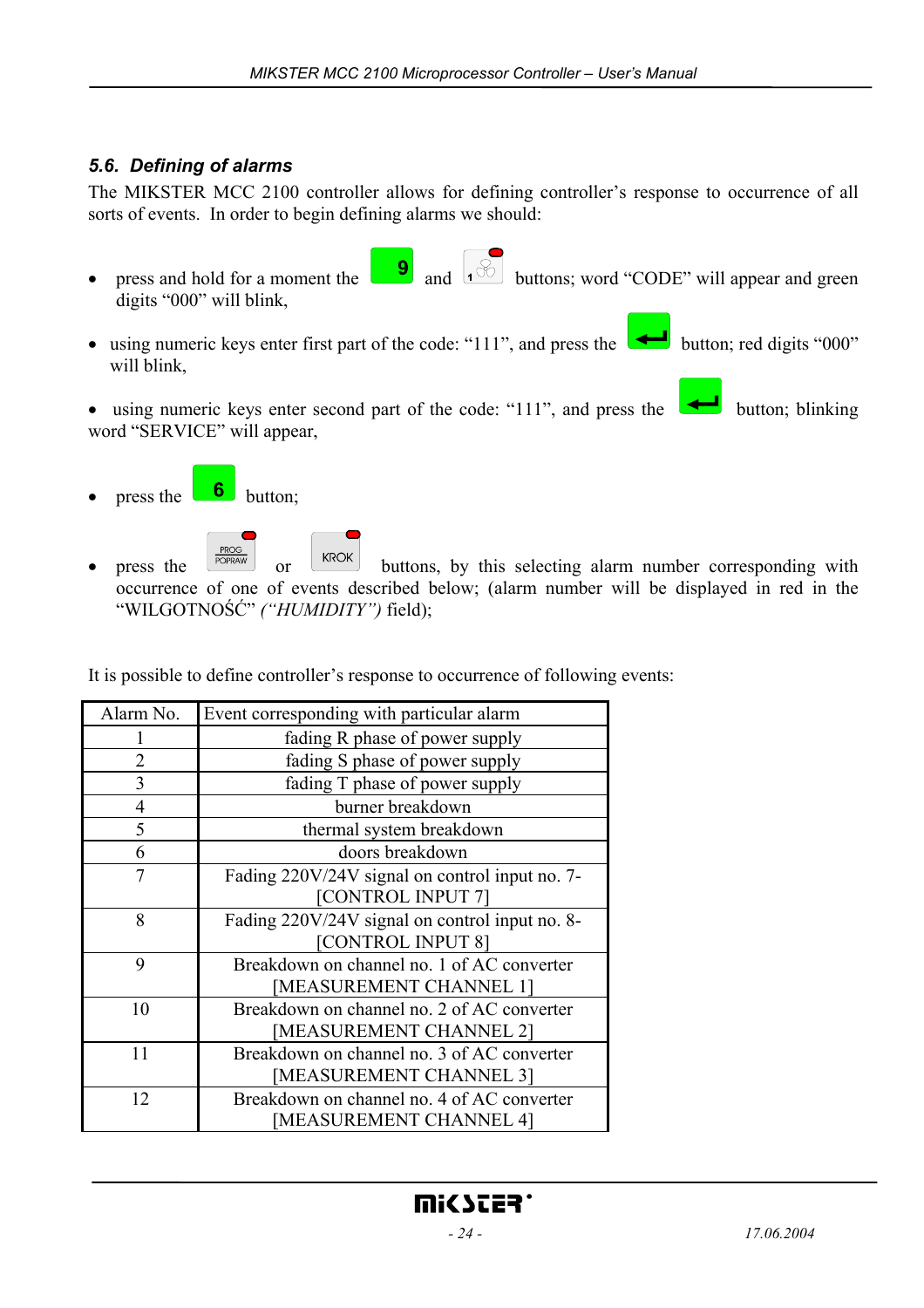### 5.6. Defining of alarms

The MIKSTER MCC 2100 controller allows for defining controller's response to occurrence of all sorts of events. In order to begin defining alarms we should:

- press and hold for a moment the 9 and 1 buttons; word "CODE" will appear and green digits "000" will blink,
- using numeric keys enter first part of the code: "111", and press the ↵ button; red digits "000" will blink,
- using numeric keys enter second part of the code: "111", and press the ↵ button; blinking word "SERVICE" will appear,
- press the 6 button;
- press the PROG POPRAW or KROK buttons, by this selecting alarm number corresponding with occurrence of one of events described below; (alarm number will be displayed in red in the "WILGOTNOŚĆ" *("HUMIDITY")* field);

It is possible to define controller's response to occurrence of following events:

| Alarm No. | Event corresponding with particular alarm |
|---|---|
| 1 | fading R phase of power supply |
| 2 | fading S phase of power supply |
| 3 | fading T phase of power supply |
| 4 | burner breakdown |
| 5 | thermal system breakdown |
| 6 | doors breakdown |
| 7 | Fading 220V/24V signal on control input no. 7- [CONTROL INPUT 7] |
| 8 | Fading 220V/24V signal on control input no. 8- [CONTROL INPUT 8] |
| 9 | Breakdown on channel no. 1 of AC converter [MEASUREMENT CHANNEL 1] |
| 10 | Breakdown on channel no. 2 of AC converter [MEASUREMENT CHANNEL 2] |
| 11 | Breakdown on channel no. 3 of AC converter [MEASUREMENT CHANNEL 3] |
| 12 | Breakdown on channel no. 4 of AC converter [MEASUREMENT CHANNEL 4] |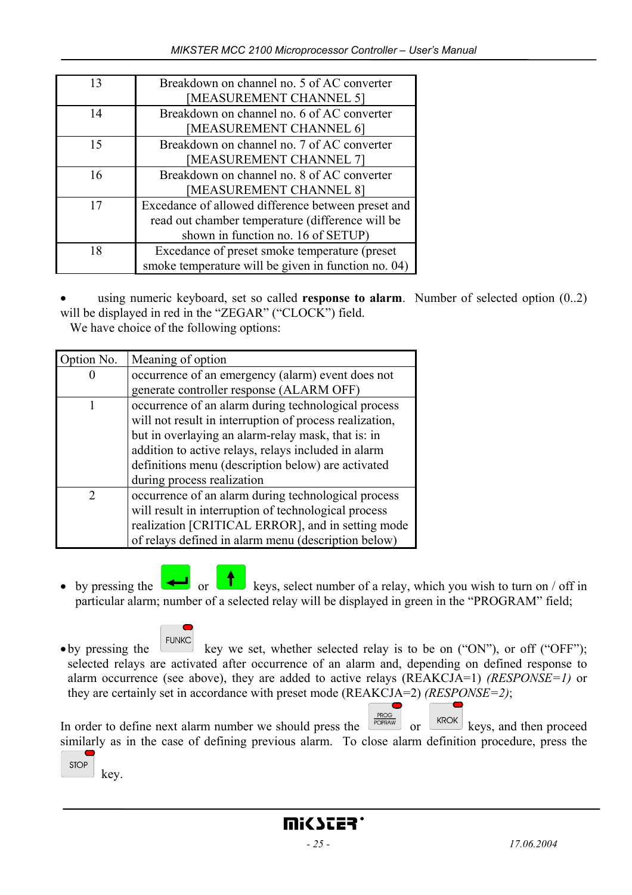| | |
|---|---|
| 13 | Breakdown on channel no. 5 of AC converter [MEASUREMENT CHANNEL 5] |
| 14 | Breakdown on channel no. 6 of AC converter [MEASUREMENT CHANNEL 6] |
| 15 | Breakdown on channel no. 7 of AC converter [MEASUREMENT CHANNEL 7] |
| 16 | Breakdown on channel no. 8 of AC converter [MEASUREMENT CHANNEL 8] |
| 17 | Excedance of allowed difference between preset and read out chamber temperature (difference will be shown in function no. 16 of SETUP) |
| 18 | Excedance of preset smoke temperature (preset smoke temperature will be given in function no. 04) |

- using numeric keyboard, set so called **response to alarm**. Number of selected option (0..2) will be displayed in red in the “ZEGAR” (“CLOCK”) field.

We have choice of the following options:

| Option No. | Meaning of option |
|---|---|
| 0 | occurrence of an emergency (alarm) event does not generate controller response (ALARM OFF) |
| 1 | occurrence of an alarm during technological process will not result in interruption of process realization, but in overlaying an alarm-relay mask, that is: in addition to active relays, relays included in alarm definitions menu (description below) are activated during process realization |
| 2 | occurrence of an alarm during technological process will result in interruption of technological process realization [CRITICAL ERROR], and in setting mode of relays defined in alarm menu (description below) |

- by pressing the ↵ or ↑ keys, select number of a relay, which you wish to turn on / off in particular alarm; number of a selected relay will be displayed in green in the “PROGRAM” field;

- by pressing the FUNKC key we set, whether selected relay is to be on (“ON”), or off (“OFF”); selected relays are activated after occurrence of an alarm and, depending on defined response to alarm occurrence (see above), they are added to active relays (REAKCJA=1) *(RESPONSE=1)* or they are certainly set in accordance with preset mode (REAKCJA=2) *(RESPONSE=2)*;

In order to define next alarm number we should press the PROG POPRAW or KROK keys, and then proceed similarly as in the case of defining previous alarm. To close alarm definition procedure, press the STOP key.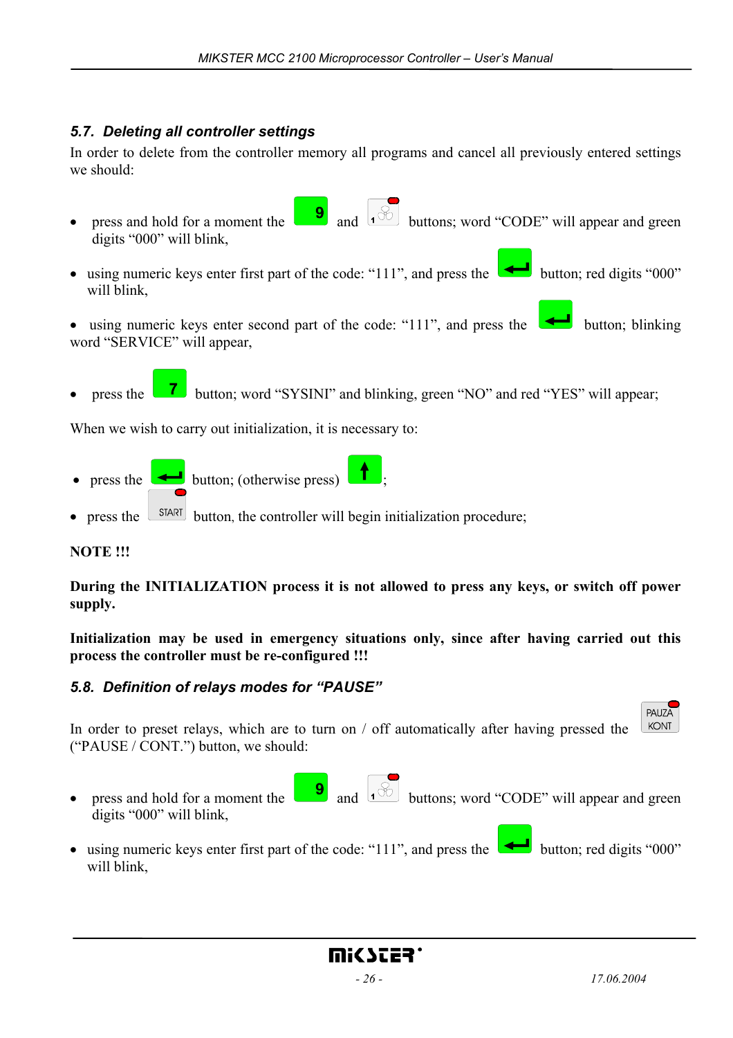## 5.7. *Deleting all controller settings*

In order to delete from the controller memory all programs and cancel all previously entered settings we should:

- press and hold for a moment the 9 and 1 buttons; word "CODE" will appear and green digits "000" will blink,
- using numeric keys enter first part of the code: "111", and press the ↵ button; red digits "000" will blink,
- using numeric keys enter second part of the code: "111", and press the ↵ button; blinking word "SERVICE" will appear,
- press the 7 button; word "SYSINI" and blinking, green "NO" and red "YES" will appear;

When we wish to carry out initialization, it is necessary to:

- press the ↵ button; (otherwise press) ↑;
- press the START button, the controller will begin initialization procedure;

**NOTE !!!**

**During the INITIALIZATION process it is not allowed to press any keys, or switch off power supply.**

**Initialization may be used in emergency situations only, since after having carried out this process the controller must be re-configured !!!**

## 5.8. *Definition of relays modes for "PAUSE"*

In order to preset relays, which are to turn on / off automatically after having pressed the PAUZA KONT ("PAUSE / CONT.") button, we should:

- press and hold for a moment the 9 and 1 buttons; word "CODE" will appear and green digits "000" will blink,
- using numeric keys enter first part of the code: "111", and press the ↵ button; red digits "000" will blink,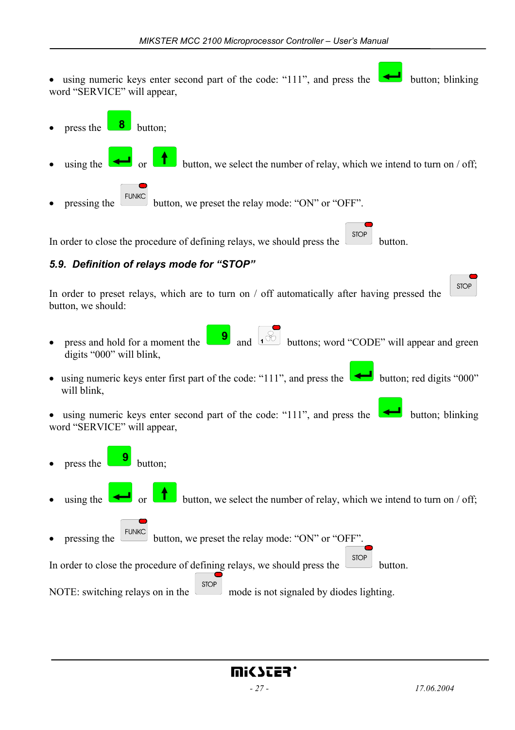- using numeric keys enter second part of the code: “111”, and press the ↵ button; blinking word “SERVICE” will appear,

- press the 8 button;

- using the ↵ or ↑ button, we select the number of relay, which we intend to turn on / off;

- pressing the FUNKC button, we preset the relay mode: “ON” or “OFF”.

In order to close the procedure of defining relays, we should press the STOP button.

### *5.9. Definition of relays mode for “STOP”*

In order to preset relays, which are to turn on / off automatically after having pressed the STOP button, we should:

- press and hold for a moment the 9 and 1 buttons; word “CODE” will appear and green digits “000” will blink,

- using numeric keys enter first part of the code: “111”, and press the ↵ button; red digits “000” will blink,

- using numeric keys enter second part of the code: “111”, and press the ↵ button; blinking word “SERVICE” will appear,

- press the 9 button;

- using the ↵ or ↑ button, we select the number of relay, which we intend to turn on / off;

- pressing the FUNKC button, we preset the relay mode: “ON” or “OFF”.

In order to close the procedure of defining relays, we should press the STOP button.

NOTE: switching relays on in the STOP mode is not signaled by diodes lighting.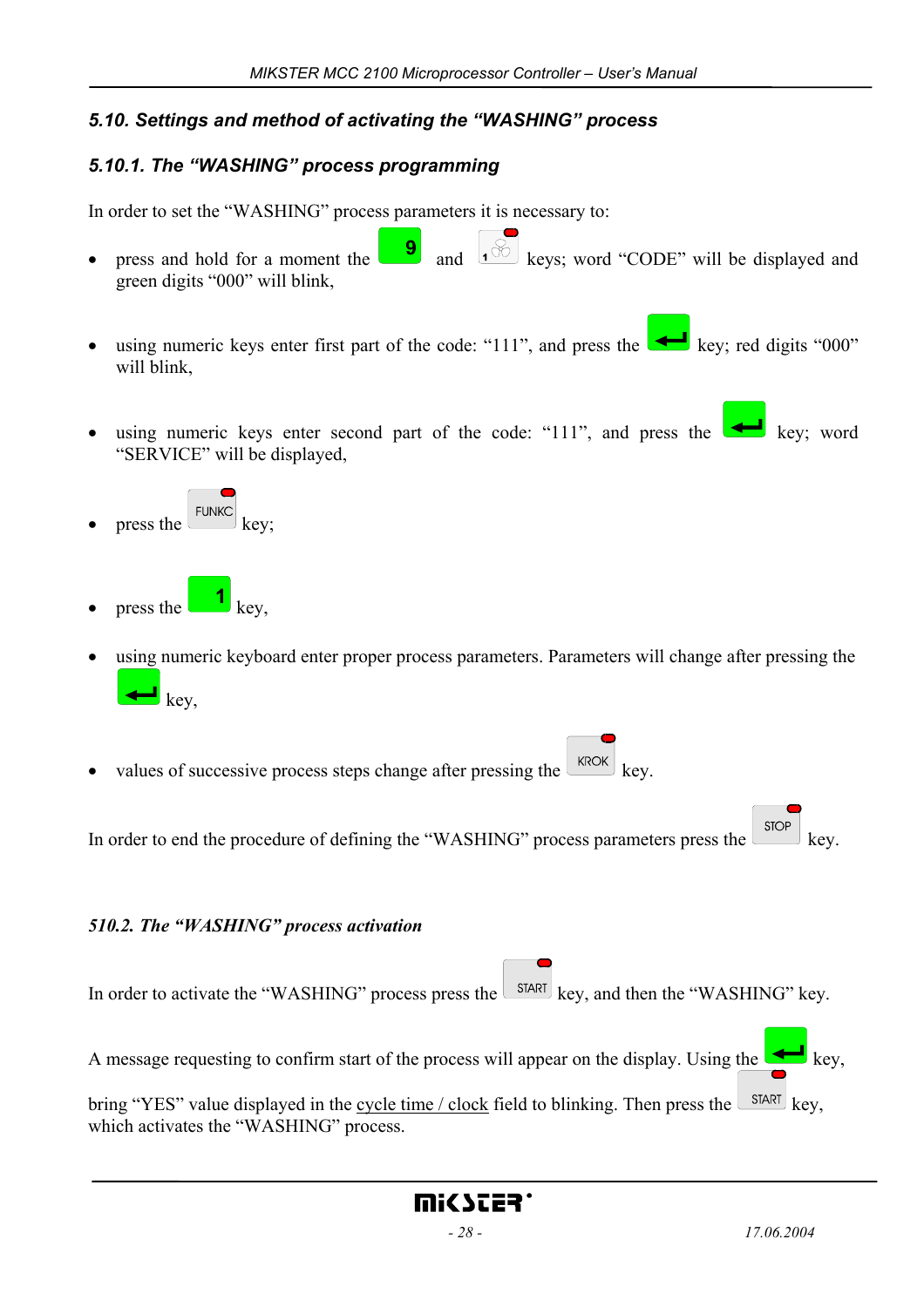## 5.10. Settings and method of activating the "WASHING" process

### 5.10.1. The "WASHING" process programming

In order to set the "WASHING" process parameters it is necessary to:

- press and hold for a moment the 9 and 1 keys; word "CODE" will be displayed and green digits "000" will blink,
- using numeric keys enter first part of the code: "111", and press the ↵ key; red digits "000" will blink,
- using numeric keys enter second part of the code: "111", and press the ↵ key; word "SERVICE" will be displayed,
- press the FUNKC key;
- press the 1 key,
- using numeric keyboard enter proper process parameters. Parameters will change after pressing the ↵ key,
- values of successive process steps change after pressing the KROK key.

In order to end the procedure of defining the "WASHING" process parameters press the STOP key.

### 510.2. The "WASHING" process activation

In order to activate the "WASHING" process press the START key, and then the "WASHING" key.

A message requesting to confirm start of the process will appear on the display. Using the ↵ key, bring "YES" value displayed in the cycle time / clock field to blinking. Then press the START key, which activates the "WASHING" process.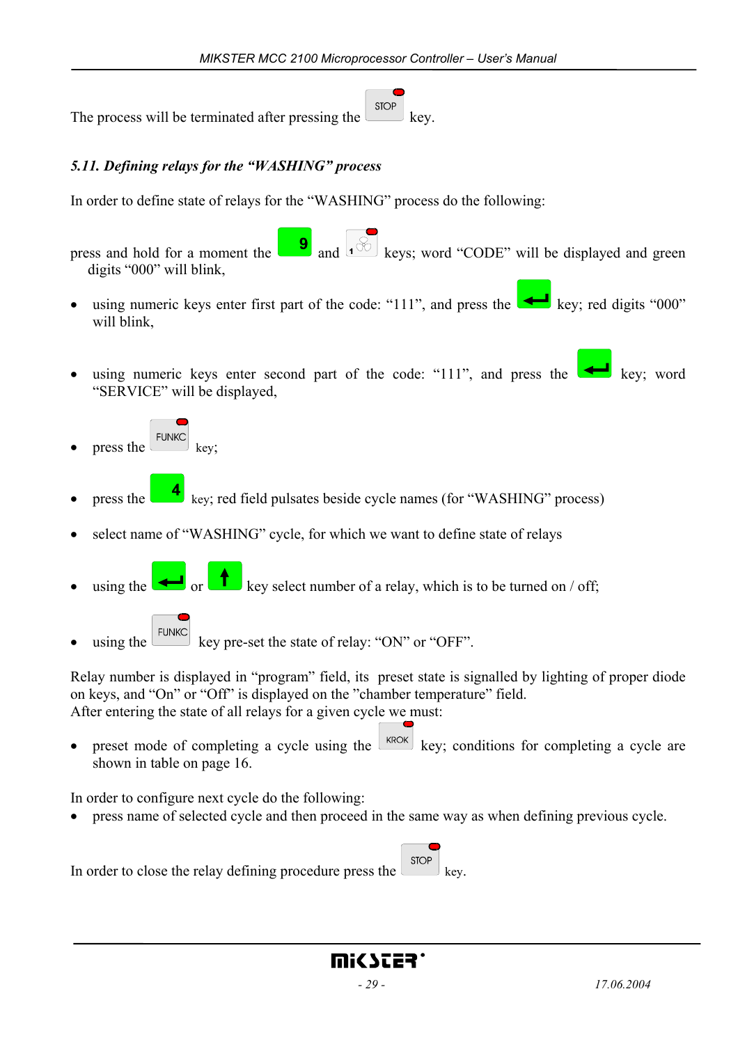The process will be terminated after pressing the STOP key.

### *5.11. Defining relays for the "WASHING" process*

In order to define state of relays for the "WASHING" process do the following:

press and hold for a moment the 9 and 1 keys; word "CODE" will be displayed and green digits "000" will blink,

- using numeric keys enter first part of the code: "111", and press the ↵ key; red digits "000" will blink,
- using numeric keys enter second part of the code: "111", and press the ↵ key; word "SERVICE" will be displayed,
- press the FUNKC key;
- press the 4 key; red field pulsates beside cycle names (for "WASHING" process)
- select name of "WASHING" cycle, for which we want to define state of relays
- using the ↵ or ↑ key select number of a relay, which is to be turned on / off;
- using the FUNKC key pre-set the state of relay: "ON" or "OFF".

Relay number is displayed in "program" field, its preset state is signalled by lighting of proper diode on keys, and "On" or "Off" is displayed on the "chamber temperature" field.
After entering the state of all relays for a given cycle we must:

- preset mode of completing a cycle using the KROK key; conditions for completing a cycle are shown in table on page 16.

In order to configure next cycle do the following:

- press name of selected cycle and then proceed in the same way as when defining previous cycle.

In order to close the relay defining procedure press the STOP key.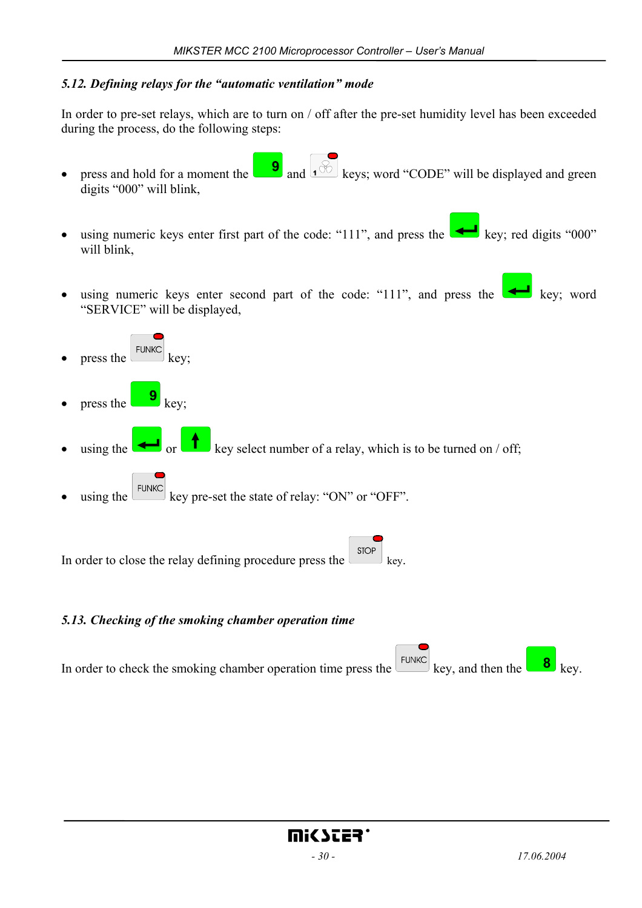## *5.12. Defining relays for the "automatic ventilation" mode*

In order to pre-set relays, which are to turn on / off after the pre-set humidity level has been exceeded during the process, do the following steps:

- press and hold for a moment the 9 and 1 keys; word "CODE" will be displayed and green digits "000" will blink,
- using numeric keys enter first part of the code: "111", and press the ↵ key; red digits "000" will blink,
- using numeric keys enter second part of the code: "111", and press the ↵ key; word "SERVICE" will be displayed,
- press the FUNKC key;
- press the 9 key;
- using the ↵ or ↑ key select number of a relay, which is to be turned on / off;
- using the FUNKC key pre-set the state of relay: "ON" or "OFF".

In order to close the relay defining procedure press the STOP key.

## *5.13. Checking of the smoking chamber operation time*

In order to check the smoking chamber operation time press the FUNKC key, and then the 8 key.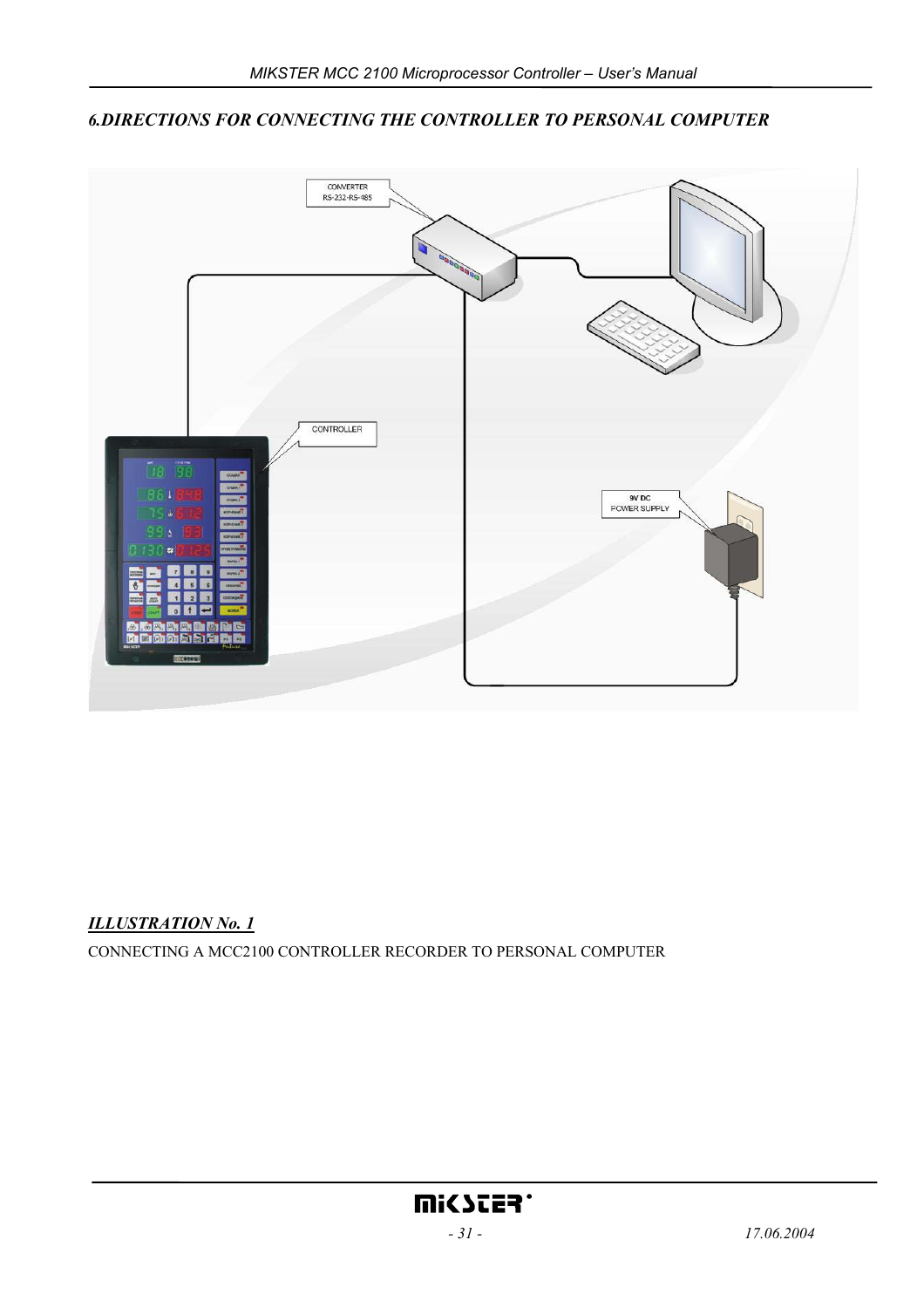## *6.DIRECTIONS FOR CONNECTING THE CONTROLLER TO PERSONAL COMPUTER*

***ILLUSTRATION No. 1***

CONNECTING A MCC2100 CONTROLLER RECORDER TO PERSONAL COMPUTER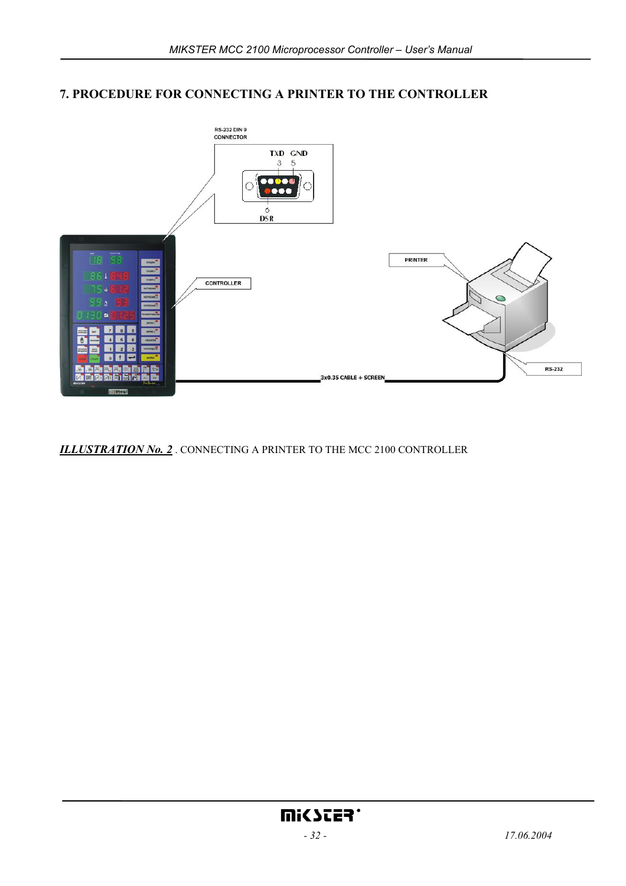## 7. PROCEDURE FOR CONNECTING A PRINTER TO THE CONTROLLER

RS-232 DIN 9 CONNECTOR

TXD GND

3 5

DSR

PRINTER

CONTROLLER

RS-232

3x0.35 CABLE + SCREEN

***ILLUSTRATION No. 2*** . CONNECTING A PRINTER TO THE MCC 2100 CONTROLLER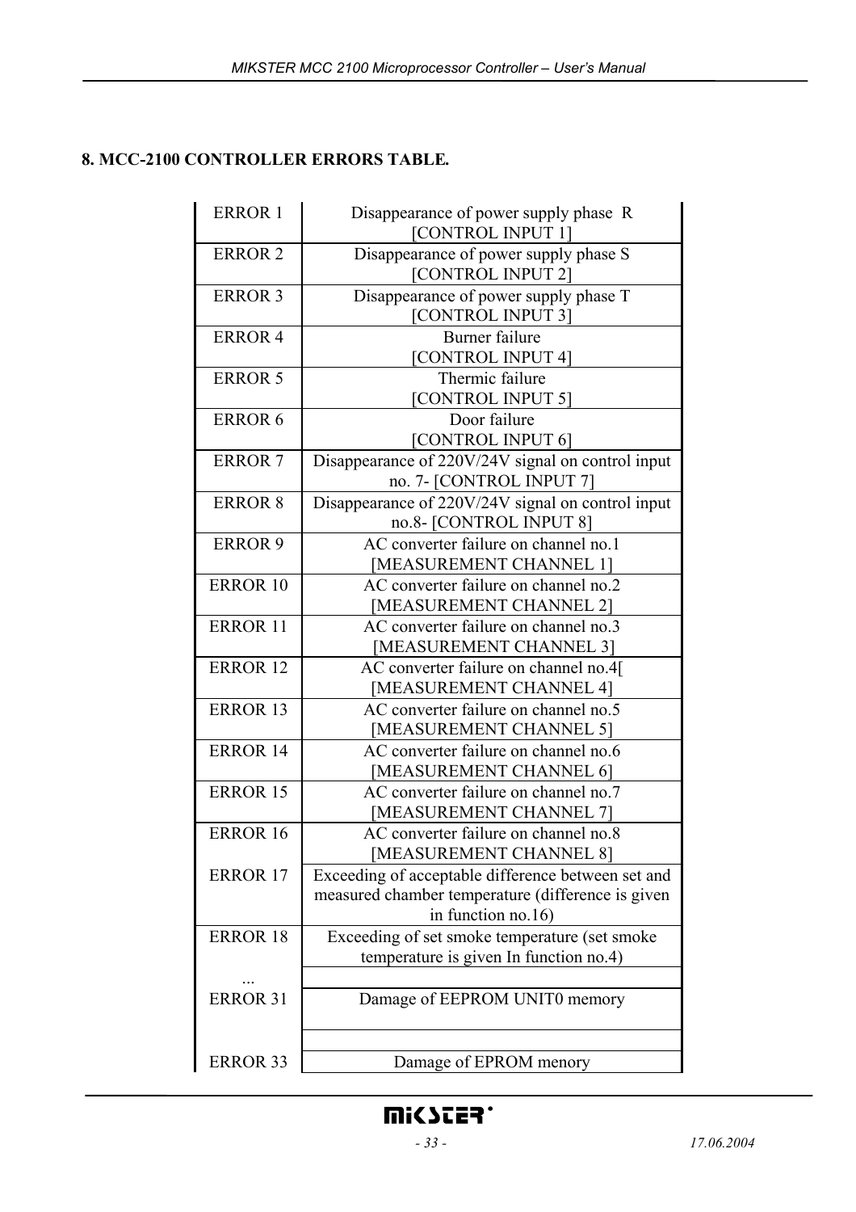## 8. MCC-2100 CONTROLLER ERRORS TABLE.

| | |
|---|---|
| ERROR 1 | Disappearance of power supply phase R [CONTROL INPUT 1] |
| ERROR 2 | Disappearance of power supply phase S [CONTROL INPUT 2] |
| ERROR 3 | Disappearance of power supply phase T [CONTROL INPUT 3] |
| ERROR 4 | Burner failure [CONTROL INPUT 4] |
| ERROR 5 | Thermic failure [CONTROL INPUT 5] |
| ERROR 6 | Door failure [CONTROL INPUT 6] |
| ERROR 7 | Disappearance of 220V/24V signal on control input no. 7- [CONTROL INPUT 7] |
| ERROR 8 | Disappearance of 220V/24V signal on control input no.8- [CONTROL INPUT 8] |
| ERROR 9 | AC converter failure on channel no.1 [MEASUREMENT CHANNEL 1] |
| ERROR 10 | AC converter failure on channel no.2 [MEASUREMENT CHANNEL 2] |
| ERROR 11 | AC converter failure on channel no.3 [MEASUREMENT CHANNEL 3] |
| ERROR 12 | AC converter failure on channel no.4[ [MEASUREMENT CHANNEL 4] |
| ERROR 13 | AC converter failure on channel no.5 [MEASUREMENT CHANNEL 5] |
| ERROR 14 | AC converter failure on channel no.6 [MEASUREMENT CHANNEL 6] |
| ERROR 15 | AC converter failure on channel no.7 [MEASUREMENT CHANNEL 7] |
| ERROR 16 | AC converter failure on channel no.8 [MEASUREMENT CHANNEL 8] |
| ERROR 17 | Exceeding of acceptable difference between set and measured chamber temperature (difference is given in function no.16) |
| ERROR 18 | Exceeding of set smoke temperature (set smoke temperature is given In function no.4) |
| ... | |
| ERROR 31 | Damage of EEPROM UNIT0 memory |
| | |
| ERROR 33 | Damage of EPROM menory |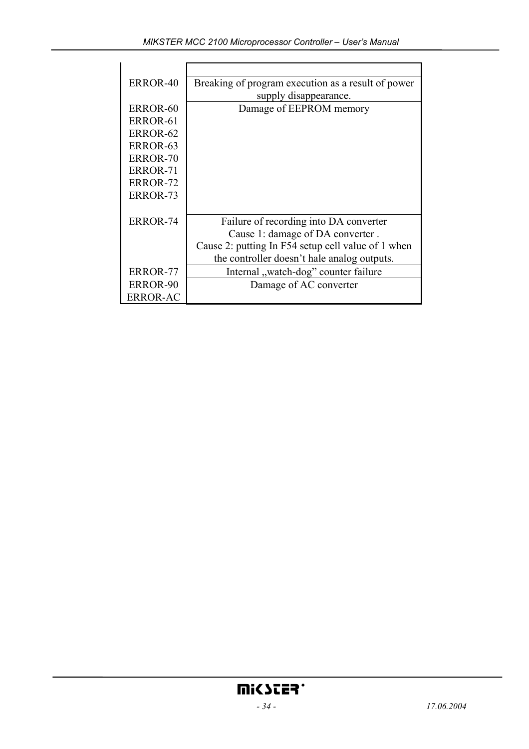| | |
|---|---|
| ERROR-40 | Breaking of program execution as a result of power supply disappearance. |
| ERROR-60<br>ERROR-61<br>ERROR-62<br>ERROR-63<br>ERROR-70<br>ERROR-71<br>ERROR-72<br>ERROR-73 | Damage of EEPROM memory |
| ERROR-74 | Failure of recording into DA converter<br>Cause 1: damage of DA converter .<br>Cause 2: putting In F54 setup cell value of 1 when the controller doesn’t hale analog outputs. |
| ERROR-77 | Internal „watch-dog” counter failure |
| ERROR-90<br>ERROR-AC | Damage of AC converter |